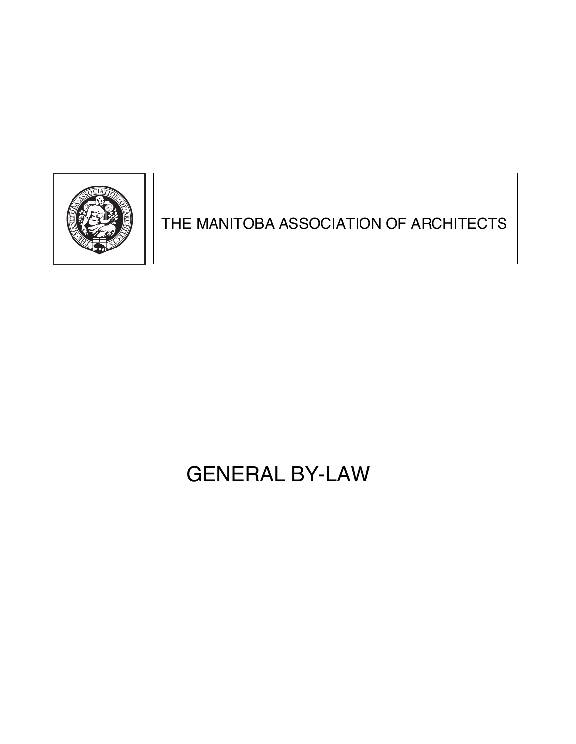THE MANITOBA ASSOCIATION OF ARCHITECTS

# GENERAL BY-LAW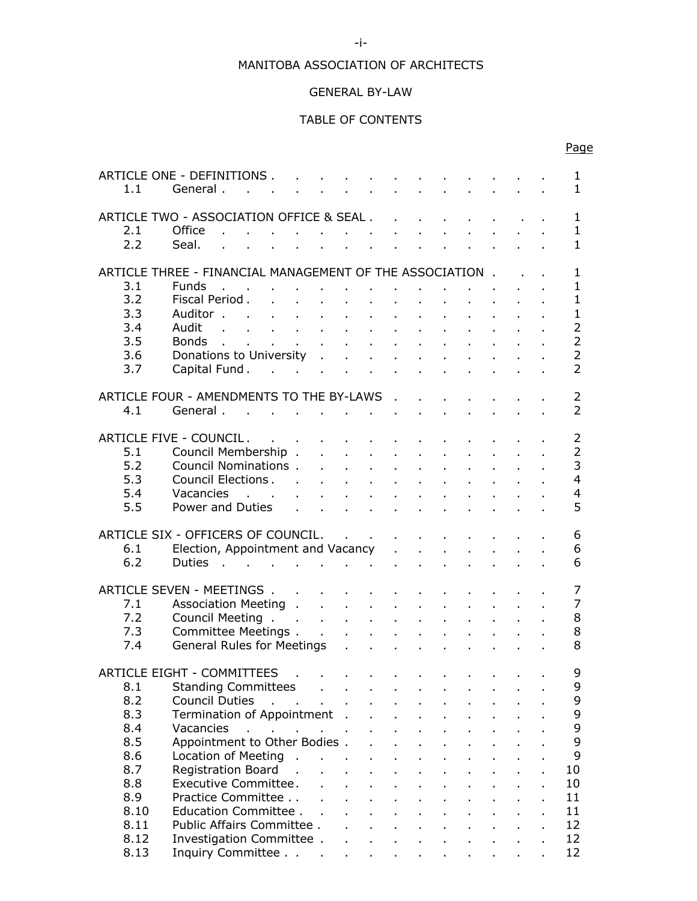MANITOBA ASSOCIATION OF ARCHITECTS

GENERAL BY-LAW

TABLE OF CONTENTS

| | | Page |
|---|---|---|
| ARTICLE ONE - DEFINITIONS | | 1 |
| 1.1 | General | 1 |
| ARTICLE TWO - ASSOCIATION OFFICE & SEAL | | 1 |
| 2.1 | Office | 1 |
| 2.2 | Seal | 1 |
| ARTICLE THREE - FINANCIAL MANAGEMENT OF THE ASSOCIATION | | 1 |
| 3.1 | Funds | 1 |
| 3.2 | Fiscal Period | 1 |
| 3.3 | Auditor | 1 |
| 3.4 | Audit | 2 |
| 3.5 | Bonds | 2 |
| 3.6 | Donations to University | 2 |
| 3.7 | Capital Fund | 2 |
| ARTICLE FOUR - AMENDMENTS TO THE BY-LAWS | | 2 |
| 4.1 | General | 2 |
| ARTICLE FIVE - COUNCIL | | 2 |
| 5.1 | Council Membership | 2 |
| 5.2 | Council Nominations | 3 |
| 5.3 | Council Elections | 4 |
| 5.4 | Vacancies | 4 |
| 5.5 | Power and Duties | 5 |
| ARTICLE SIX - OFFICERS OF COUNCIL | | 6 |
| 6.1 | Election, Appointment and Vacancy | 6 |
| 6.2 | Duties | 6 |
| ARTICLE SEVEN - MEETINGS | | 7 |
| 7.1 | Association Meeting | 7 |
| 7.2 | Council Meeting | 8 |
| 7.3 | Committee Meetings | 8 |
| 7.4 | General Rules for Meetings | 8 |
| ARTICLE EIGHT - COMMITTEES | | 9 |
| 8.1 | Standing Committees | 9 |
| 8.2 | Council Duties | 9 |
| 8.3 | Termination of Appointment | 9 |
| 8.4 | Vacancies | 9 |
| 8.5 | Appointment to Other Bodies | 9 |
| 8.6 | Location of Meeting | 9 |
| 8.7 | Registration Board | 10 |
| 8.8 | Executive Committee | 10 |
| 8.9 | Practice Committee | 11 |
| 8.10 | Education Committee | 11 |
| 8.11 | Public Affairs Committee | 12 |
| 8.12 | Investigation Committee | 12 |
| 8.13 | Inquiry Committee | 12 |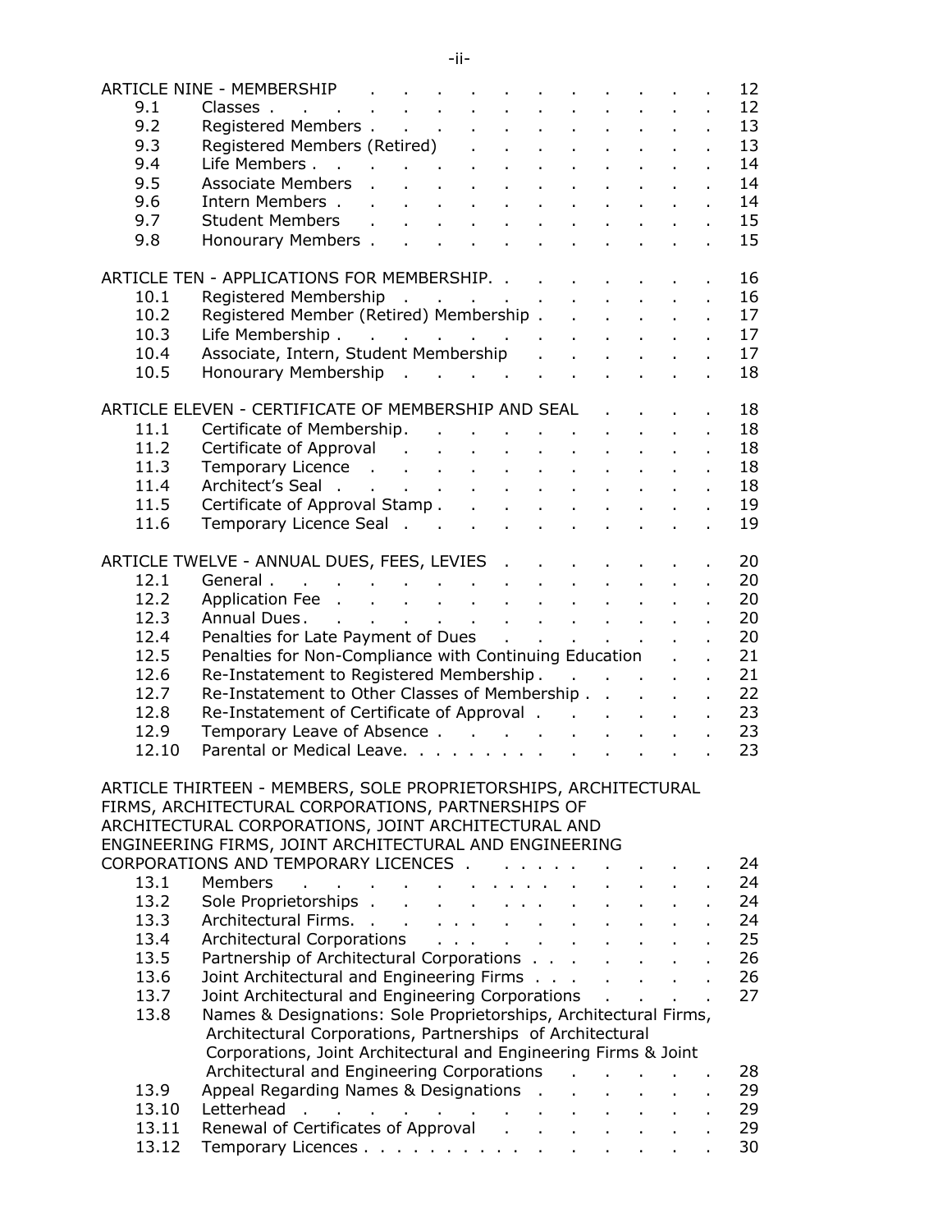| | | |
|---|---|---|
| ARTICLE NINE - MEMBERSHIP | | 12 |
| 9.1 | Classes | 12 |
| 9.2 | Registered Members | 13 |
| 9.3 | Registered Members (Retired) | 13 |
| 9.4 | Life Members | 14 |
| 9.5 | Associate Members | 14 |
| 9.6 | Intern Members | 14 |
| 9.7 | Student Members | 15 |
| 9.8 | Honourary Members | 15 |
| ARTICLE TEN - APPLICATIONS FOR MEMBERSHIP | | 16 |
| 10.1 | Registered Membership | 16 |
| 10.2 | Registered Member (Retired) Membership | 17 |
| 10.3 | Life Membership | 17 |
| 10.4 | Associate, Intern, Student Membership | 17 |
| 10.5 | Honourary Membership | 18 |
| ARTICLE ELEVEN - CERTIFICATE OF MEMBERSHIP AND SEAL | | 18 |
| 11.1 | Certificate of Membership | 18 |
| 11.2 | Certificate of Approval | 18 |
| 11.3 | Temporary Licence | 18 |
| 11.4 | Architect's Seal | 18 |
| 11.5 | Certificate of Approval Stamp | 19 |
| 11.6 | Temporary Licence Seal | 19 |
| ARTICLE TWELVE - ANNUAL DUES, FEES, LEVIES | | 20 |
| 12.1 | General | 20 |
| 12.2 | Application Fee | 20 |
| 12.3 | Annual Dues | 20 |
| 12.4 | Penalties for Late Payment of Dues | 20 |
| 12.5 | Penalties for Non-Compliance with Continuing Education | 21 |
| 12.6 | Re-Instatement to Registered Membership | 21 |
| 12.7 | Re-Instatement to Other Classes of Membership | 22 |
| 12.8 | Re-Instatement of Certificate of Approval | 23 |
| 12.9 | Temporary Leave of Absence | 23 |
| 12.10 | Parental or Medical Leave | 23 |
| ARTICLE THIRTEEN - MEMBERS, SOLE PROPRIETORSHIPS, ARCHITECTURAL FIRMS, ARCHITECTURAL CORPORATIONS, PARTNERSHIPS OF ARCHITECTURAL CORPORATIONS, JOINT ARCHITECTURAL AND ENGINEERING FIRMS, JOINT ARCHITECTURAL AND ENGINEERING CORPORATIONS AND TEMPORARY LICENCES | | 24 |
| 13.1 | Members | 24 |
| 13.2 | Sole Proprietorships | 24 |
| 13.3 | Architectural Firms | 24 |
| 13.4 | Architectural Corporations | 25 |
| 13.5 | Partnership of Architectural Corporations | 26 |
| 13.6 | Joint Architectural and Engineering Firms | 26 |
| 13.7 | Joint Architectural and Engineering Corporations | 27 |
| 13.8 | Names & Designations: Sole Proprietorships, Architectural Firms, Architectural Corporations, Partnerships of Architectural Corporations, Joint Architectural and Engineering Firms & Joint Architectural and Engineering Corporations | 28 |
| 13.9 | Appeal Regarding Names & Designations | 29 |
| 13.10 | Letterhead | 29 |
| 13.11 | Renewal of Certificates of Approval | 29 |
| 13.12 | Temporary Licences | 30 |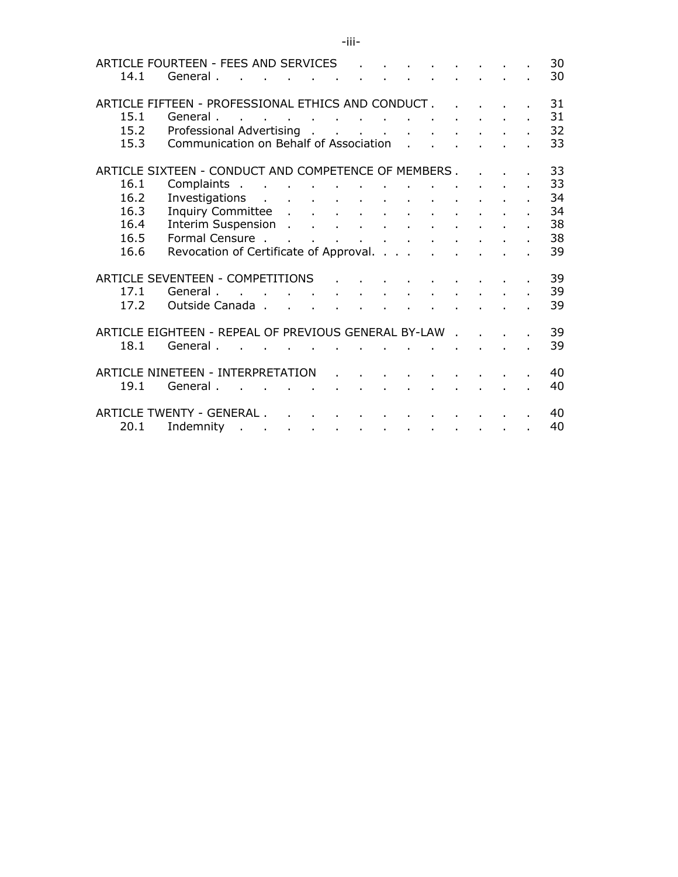| | | |
|---|---|---|
| ARTICLE FOURTEEN - FEES AND SERVICES | | 30 |
| 14.1 | General | 30 |
| ARTICLE FIFTEEN - PROFESSIONAL ETHICS AND CONDUCT | | 31 |
| 15.1 | General | 31 |
| 15.2 | Professional Advertising | 32 |
| 15.3 | Communication on Behalf of Association | 33 |
| ARTICLE SIXTEEN - CONDUCT AND COMPETENCE OF MEMBERS | | 33 |
| 16.1 | Complaints | 33 |
| 16.2 | Investigations | 34 |
| 16.3 | Inquiry Committee | 34 |
| 16.4 | Interim Suspension | 38 |
| 16.5 | Formal Censure | 38 |
| 16.6 | Revocation of Certificate of Approval | 39 |
| ARTICLE SEVENTEEN - COMPETITIONS | | 39 |
| 17.1 | General | 39 |
| 17.2 | Outside Canada | 39 |
| ARTICLE EIGHTEEN - REPEAL OF PREVIOUS GENERAL BY-LAW | | 39 |
| 18.1 | General | 39 |
| ARTICLE NINETEEN - INTERPRETATION | | 40 |
| 19.1 | General | 40 |
| ARTICLE TWENTY - GENERAL | | 40 |
| 20.1 | Indemnity | 40 |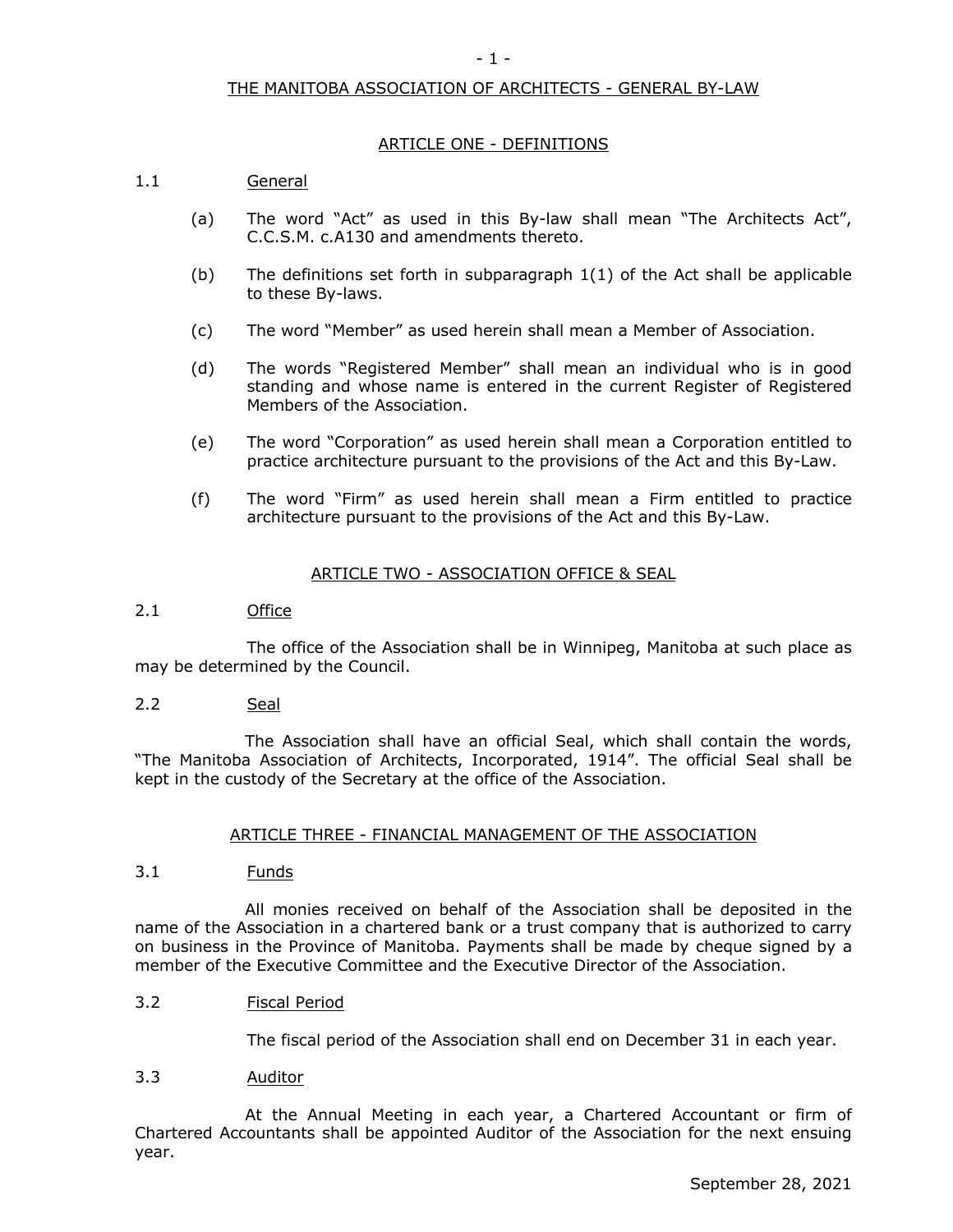# THE MANITOBA ASSOCIATION OF ARCHITECTS - GENERAL BY-LAW

## ARTICLE ONE - DEFINITIONS

### 1.1 General

(a) The word "Act" as used in this By-law shall mean "The Architects Act", C.C.S.M. c.A130 and amendments thereto.

(b) The definitions set forth in subparagraph 1(1) of the Act shall be applicable to these By-laws.

(c) The word "Member" as used herein shall mean a Member of Association.

(d) The words "Registered Member" shall mean an individual who is in good standing and whose name is entered in the current Register of Registered Members of the Association.

(e) The word "Corporation" as used herein shall mean a Corporation entitled to practice architecture pursuant to the provisions of the Act and this By-Law.

(f) The word "Firm" as used herein shall mean a Firm entitled to practice architecture pursuant to the provisions of the Act and this By-Law.

## ARTICLE TWO - ASSOCIATION OFFICE & SEAL

### 2.1 Office

The office of the Association shall be in Winnipeg, Manitoba at such place as may be determined by the Council.

### 2.2 Seal

The Association shall have an official Seal, which shall contain the words, "The Manitoba Association of Architects, Incorporated, 1914". The official Seal shall be kept in the custody of the Secretary at the office of the Association.

## ARTICLE THREE - FINANCIAL MANAGEMENT OF THE ASSOCIATION

### 3.1 Funds

All monies received on behalf of the Association shall be deposited in the name of the Association in a chartered bank or a trust company that is authorized to carry on business in the Province of Manitoba. Payments shall be made by cheque signed by a member of the Executive Committee and the Executive Director of the Association.

### 3.2 Fiscal Period

The fiscal period of the Association shall end on December 31 in each year.

### 3.3 Auditor

At the Annual Meeting in each year, a Chartered Accountant or firm of Chartered Accountants shall be appointed Auditor of the Association for the next ensuing year.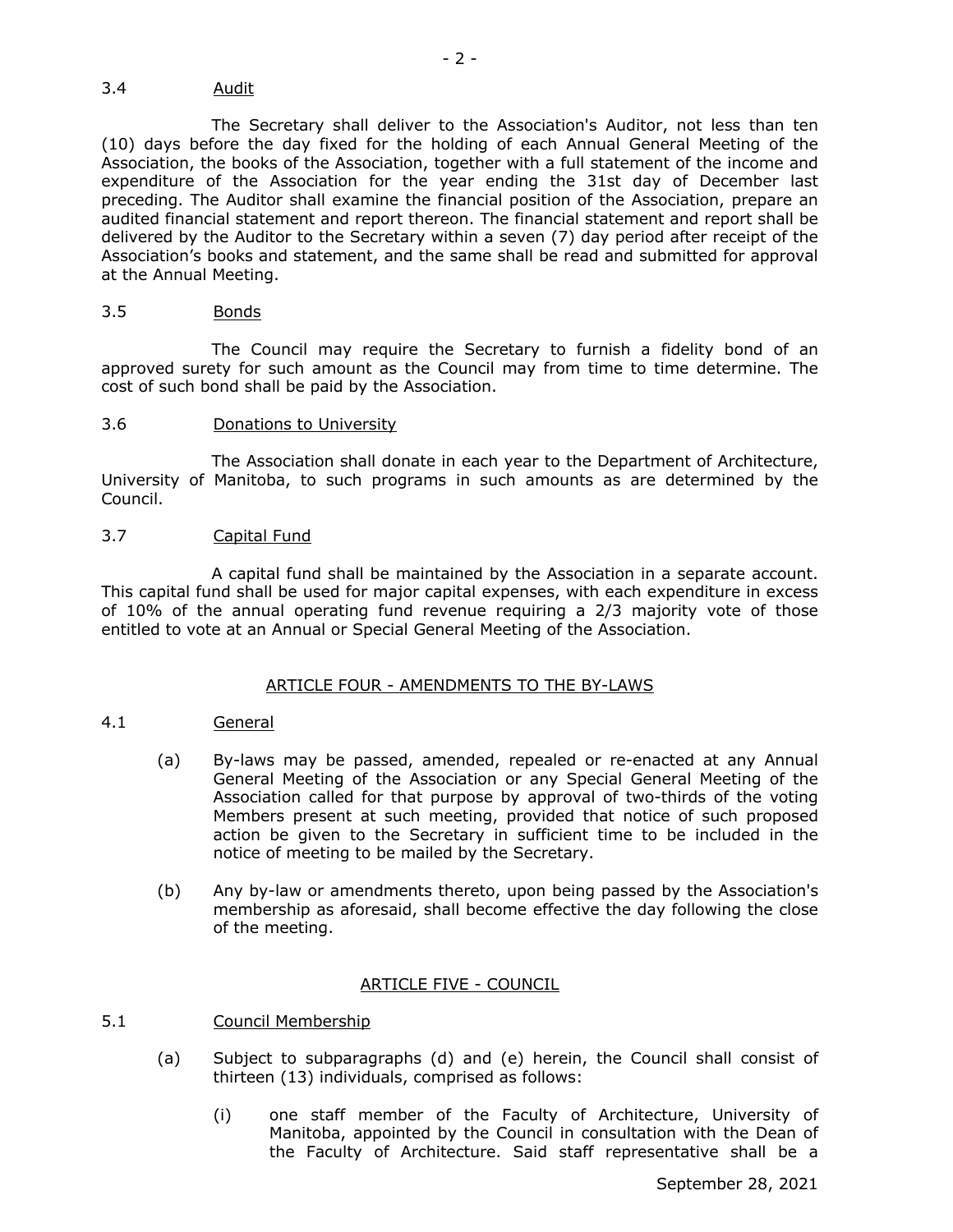### 3.4 Audit

The Secretary shall deliver to the Association's Auditor, not less than ten (10) days before the day fixed for the holding of each Annual General Meeting of the Association, the books of the Association, together with a full statement of the income and expenditure of the Association for the year ending the 31st day of December last preceding. The Auditor shall examine the financial position of the Association, prepare an audited financial statement and report thereon. The financial statement and report shall be delivered by the Auditor to the Secretary within a seven (7) day period after receipt of the Association's books and statement, and the same shall be read and submitted for approval at the Annual Meeting.

### 3.5 Bonds

The Council may require the Secretary to furnish a fidelity bond of an approved surety for such amount as the Council may from time to time determine. The cost of such bond shall be paid by the Association.

### 3.6 Donations to University

The Association shall donate in each year to the Department of Architecture, University of Manitoba, to such programs in such amounts as are determined by the Council.

### 3.7 Capital Fund

A capital fund shall be maintained by the Association in a separate account. This capital fund shall be used for major capital expenses, with each expenditure in excess of 10% of the annual operating fund revenue requiring a 2/3 majority vote of those entitled to vote at an Annual or Special General Meeting of the Association.

## ARTICLE FOUR - AMENDMENTS TO THE BY-LAWS

### 4.1 General

(a) By-laws may be passed, amended, repealed or re-enacted at any Annual General Meeting of the Association or any Special General Meeting of the Association called for that purpose by approval of two-thirds of the voting Members present at such meeting, provided that notice of such proposed action be given to the Secretary in sufficient time to be included in the notice of meeting to be mailed by the Secretary.

(b) Any by-law or amendments thereto, upon being passed by the Association's membership as aforesaid, shall become effective the day following the close of the meeting.

## ARTICLE FIVE - COUNCIL

### 5.1 Council Membership

(a) Subject to subparagraphs (d) and (e) herein, the Council shall consist of thirteen (13) individuals, comprised as follows:

(i) one staff member of the Faculty of Architecture, University of Manitoba, appointed by the Council in consultation with the Dean of the Faculty of Architecture. Said staff representative shall be a

September 28, 2021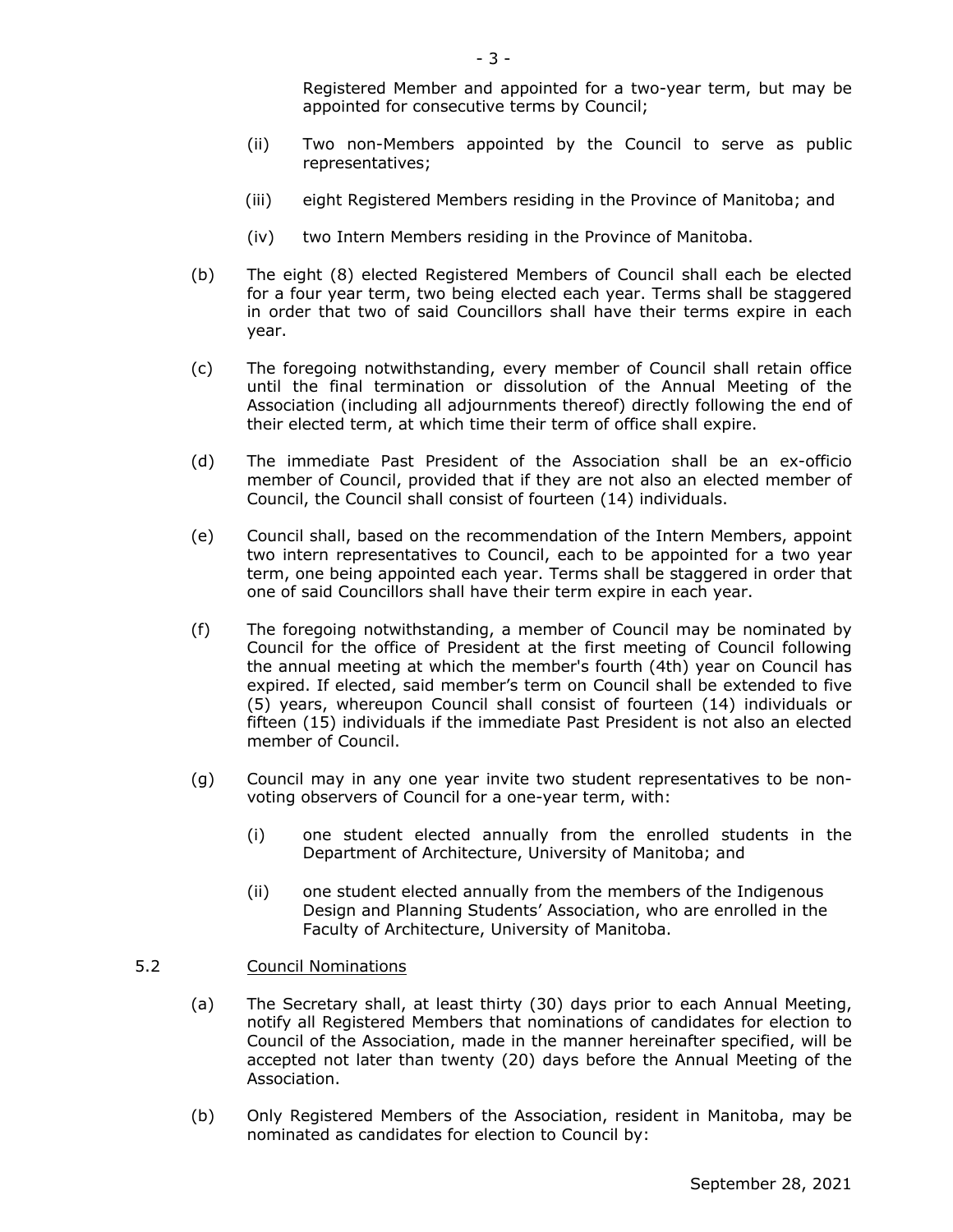Registered Member and appointed for a two-year term, but may be appointed for consecutive terms by Council;

(ii) Two non-Members appointed by the Council to serve as public representatives;

(iii) eight Registered Members residing in the Province of Manitoba; and

(iv) two Intern Members residing in the Province of Manitoba.

(b) The eight (8) elected Registered Members of Council shall each be elected for a four year term, two being elected each year. Terms shall be staggered in order that two of said Councillors shall have their terms expire in each year.

(c) The foregoing notwithstanding, every member of Council shall retain office until the final termination or dissolution of the Annual Meeting of the Association (including all adjournments thereof) directly following the end of their elected term, at which time their term of office shall expire.

(d) The immediate Past President of the Association shall be an ex-officio member of Council, provided that if they are not also an elected member of Council, the Council shall consist of fourteen (14) individuals.

(e) Council shall, based on the recommendation of the Intern Members, appoint two intern representatives to Council, each to be appointed for a two year term, one being appointed each year. Terms shall be staggered in order that one of said Councillors shall have their term expire in each year.

(f) The foregoing notwithstanding, a member of Council may be nominated by Council for the office of President at the first meeting of Council following the annual meeting at which the member's fourth (4th) year on Council has expired. If elected, said member's term on Council shall be extended to five (5) years, whereupon Council shall consist of fourteen (14) individuals or fifteen (15) individuals if the immediate Past President is not also an elected member of Council.

(g) Council may in any one year invite two student representatives to be non-voting observers of Council for a one-year term, with:

(i) one student elected annually from the enrolled students in the Department of Architecture, University of Manitoba; and

(ii) one student elected annually from the members of the Indigenous Design and Planning Students' Association, who are enrolled in the Faculty of Architecture, University of Manitoba.

5.2 Council Nominations

(a) The Secretary shall, at least thirty (30) days prior to each Annual Meeting, notify all Registered Members that nominations of candidates for election to Council of the Association, made in the manner hereinafter specified, will be accepted not later than twenty (20) days before the Annual Meeting of the Association.

(b) Only Registered Members of the Association, resident in Manitoba, may be nominated as candidates for election to Council by: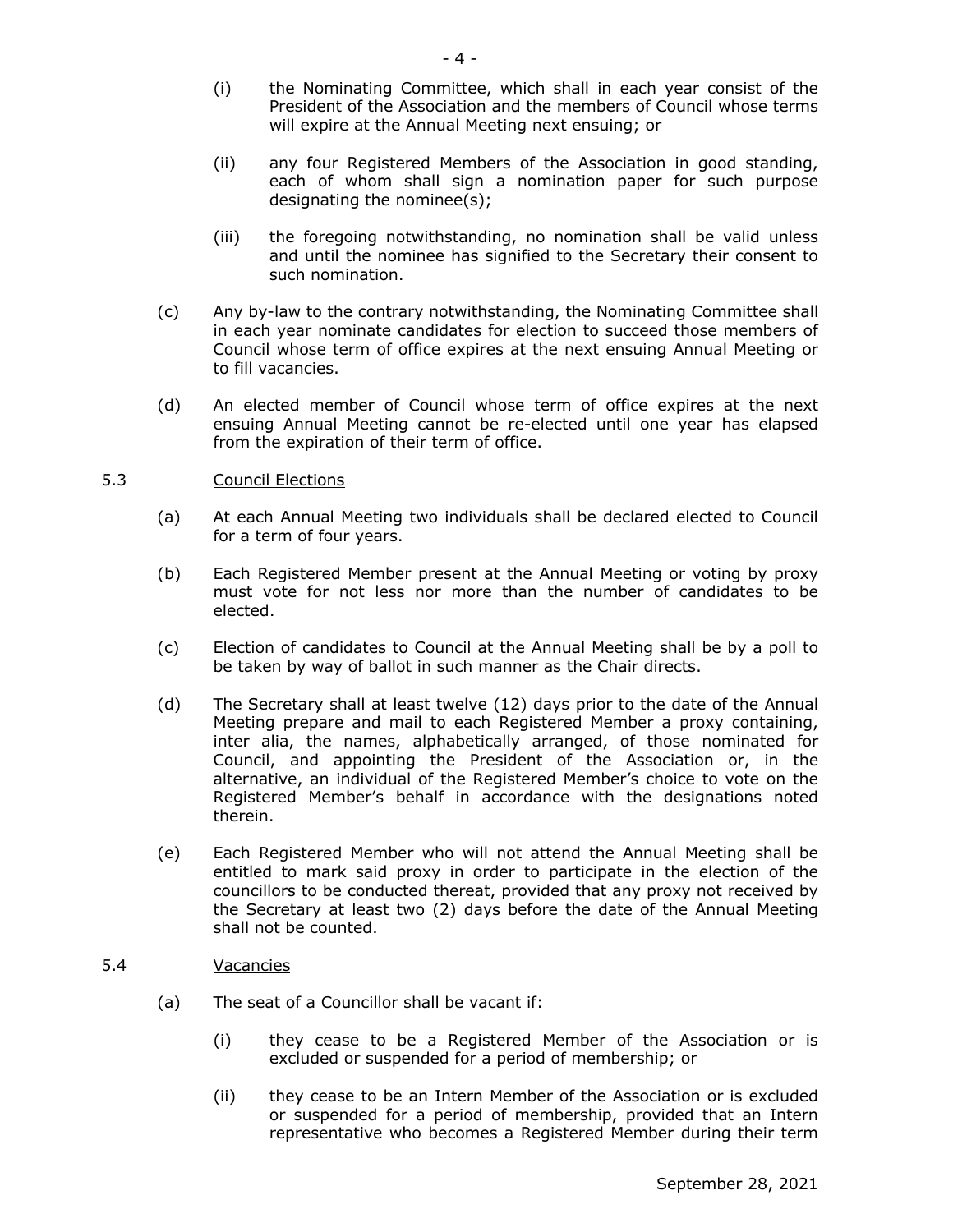(i) the Nominating Committee, which shall in each year consist of the President of the Association and the members of Council whose terms will expire at the Annual Meeting next ensuing; or

(ii) any four Registered Members of the Association in good standing, each of whom shall sign a nomination paper for such purpose designating the nominee(s);

(iii) the foregoing notwithstanding, no nomination shall be valid unless and until the nominee has signified to the Secretary their consent to such nomination.

(c) Any by-law to the contrary notwithstanding, the Nominating Committee shall in each year nominate candidates for election to succeed those members of Council whose term of office expires at the next ensuing Annual Meeting or to fill vacancies.

(d) An elected member of Council whose term of office expires at the next ensuing Annual Meeting cannot be re-elected until one year has elapsed from the expiration of their term of office.

5.3 <u>Council Elections</u>

(a) At each Annual Meeting two individuals shall be declared elected to Council for a term of four years.

(b) Each Registered Member present at the Annual Meeting or voting by proxy must vote for not less nor more than the number of candidates to be elected.

(c) Election of candidates to Council at the Annual Meeting shall be by a poll to be taken by way of ballot in such manner as the Chair directs.

(d) The Secretary shall at least twelve (12) days prior to the date of the Annual Meeting prepare and mail to each Registered Member a proxy containing, inter alia, the names, alphabetically arranged, of those nominated for Council, and appointing the President of the Association or, in the alternative, an individual of the Registered Member's choice to vote on the Registered Member's behalf in accordance with the designations noted therein.

(e) Each Registered Member who will not attend the Annual Meeting shall be entitled to mark said proxy in order to participate in the election of the councillors to be conducted thereat, provided that any proxy not received by the Secretary at least two (2) days before the date of the Annual Meeting shall not be counted.

5.4 <u>Vacancies</u>

(a) The seat of a Councillor shall be vacant if:

(i) they cease to be a Registered Member of the Association or is excluded or suspended for a period of membership; or

(ii) they cease to be an Intern Member of the Association or is excluded or suspended for a period of membership, provided that an Intern representative who becomes a Registered Member during their term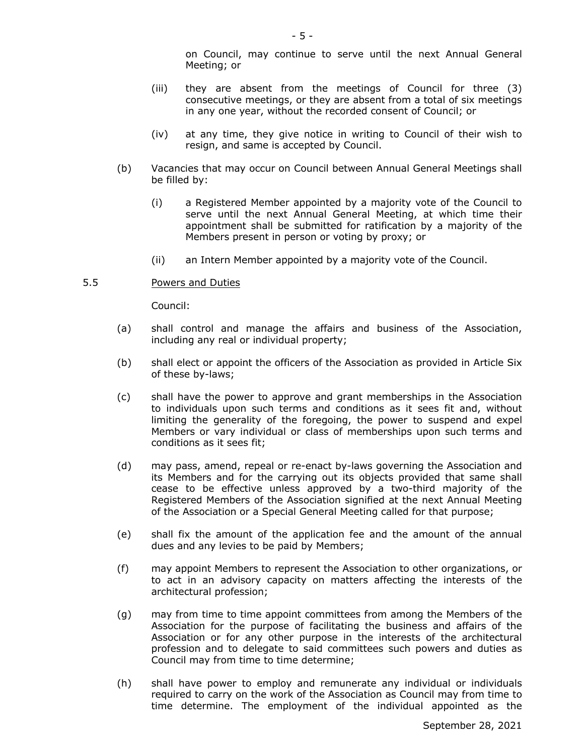on Council, may continue to serve until the next Annual General Meeting; or

(iii) they are absent from the meetings of Council for three (3) consecutive meetings, or they are absent from a total of six meetings in any one year, without the recorded consent of Council; or

(iv) at any time, they give notice in writing to Council of their wish to resign, and same is accepted by Council.

(b) Vacancies that may occur on Council between Annual General Meetings shall be filled by:

(i) a Registered Member appointed by a majority vote of the Council to serve until the next Annual General Meeting, at which time their appointment shall be submitted for ratification by a majority of the Members present in person or voting by proxy; or

(ii) an Intern Member appointed by a majority vote of the Council.

5.5 Powers and Duties

Council:

(a) shall control and manage the affairs and business of the Association, including any real or individual property;

(b) shall elect or appoint the officers of the Association as provided in Article Six of these by-laws;

(c) shall have the power to approve and grant memberships in the Association to individuals upon such terms and conditions as it sees fit and, without limiting the generality of the foregoing, the power to suspend and expel Members or vary individual or class of memberships upon such terms and conditions as it sees fit;

(d) may pass, amend, repeal or re-enact by-laws governing the Association and its Members and for the carrying out its objects provided that same shall cease to be effective unless approved by a two-third majority of the Registered Members of the Association signified at the next Annual Meeting of the Association or a Special General Meeting called for that purpose;

(e) shall fix the amount of the application fee and the amount of the annual dues and any levies to be paid by Members;

(f) may appoint Members to represent the Association to other organizations, or to act in an advisory capacity on matters affecting the interests of the architectural profession;

(g) may from time to time appoint committees from among the Members of the Association for the purpose of facilitating the business and affairs of the Association or for any other purpose in the interests of the architectural profession and to delegate to said committees such powers and duties as Council may from time to time determine;

(h) shall have power to employ and remunerate any individual or individuals required to carry on the work of the Association as Council may from time to time determine. The employment of the individual appointed as the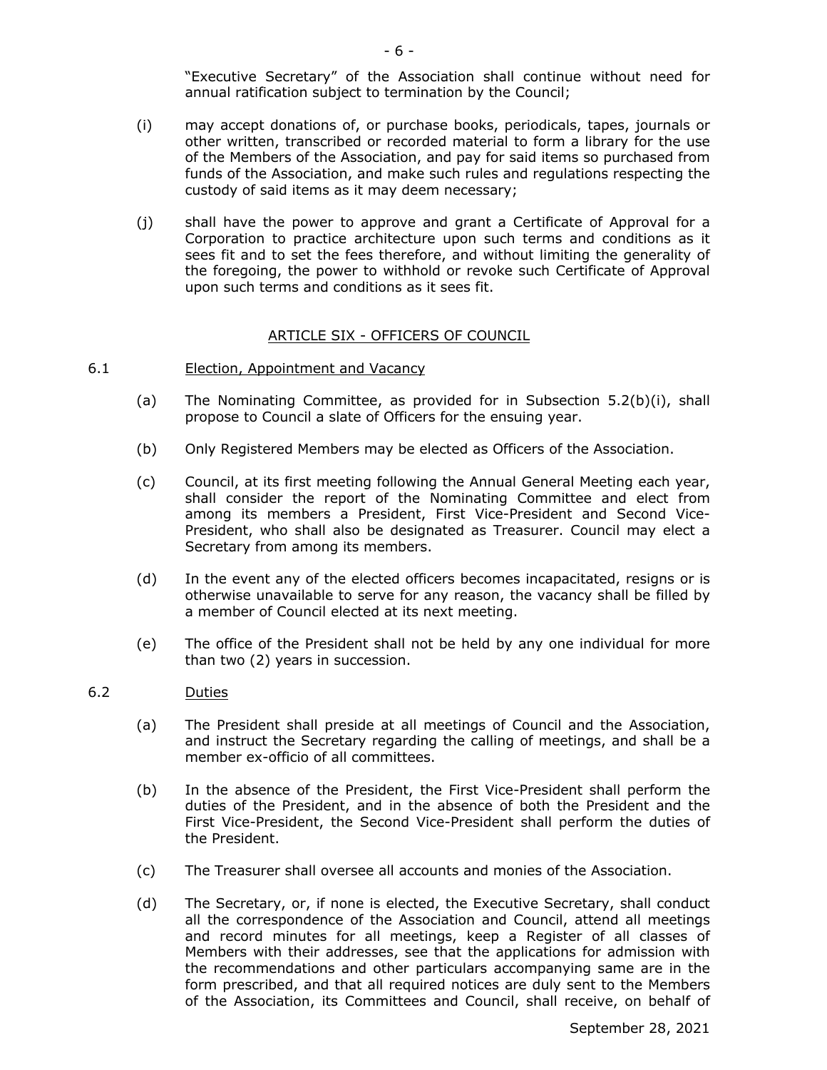"Executive Secretary" of the Association shall continue without need for annual ratification subject to termination by the Council;

(i) may accept donations of, or purchase books, periodicals, tapes, journals or other written, transcribed or recorded material to form a library for the use of the Members of the Association, and pay for said items so purchased from funds of the Association, and make such rules and regulations respecting the custody of said items as it may deem necessary;

(j) shall have the power to approve and grant a Certificate of Approval for a Corporation to practice architecture upon such terms and conditions as it sees fit and to set the fees therefore, and without limiting the generality of the foregoing, the power to withhold or revoke such Certificate of Approval upon such terms and conditions as it sees fit.

## ARTICLE SIX - OFFICERS OF COUNCIL

### 6.1 Election, Appointment and Vacancy

(a) The Nominating Committee, as provided for in Subsection 5.2(b)(i), shall propose to Council a slate of Officers for the ensuing year.

(b) Only Registered Members may be elected as Officers of the Association.

(c) Council, at its first meeting following the Annual General Meeting each year, shall consider the report of the Nominating Committee and elect from among its members a President, First Vice-President and Second Vice-President, who shall also be designated as Treasurer. Council may elect a Secretary from among its members.

(d) In the event any of the elected officers becomes incapacitated, resigns or is otherwise unavailable to serve for any reason, the vacancy shall be filled by a member of Council elected at its next meeting.

(e) The office of the President shall not be held by any one individual for more than two (2) years in succession.

### 6.2 Duties

(a) The President shall preside at all meetings of Council and the Association, and instruct the Secretary regarding the calling of meetings, and shall be a member ex-officio of all committees.

(b) In the absence of the President, the First Vice-President shall perform the duties of the President, and in the absence of both the President and the First Vice-President, the Second Vice-President shall perform the duties of the President.

(c) The Treasurer shall oversee all accounts and monies of the Association.

(d) The Secretary, or, if none is elected, the Executive Secretary, shall conduct all the correspondence of the Association and Council, attend all meetings and record minutes for all meetings, keep a Register of all classes of Members with their addresses, see that the applications for admission with the recommendations and other particulars accompanying same are in the form prescribed, and that all required notices are duly sent to the Members of the Association, its Committees and Council, shall receive, on behalf of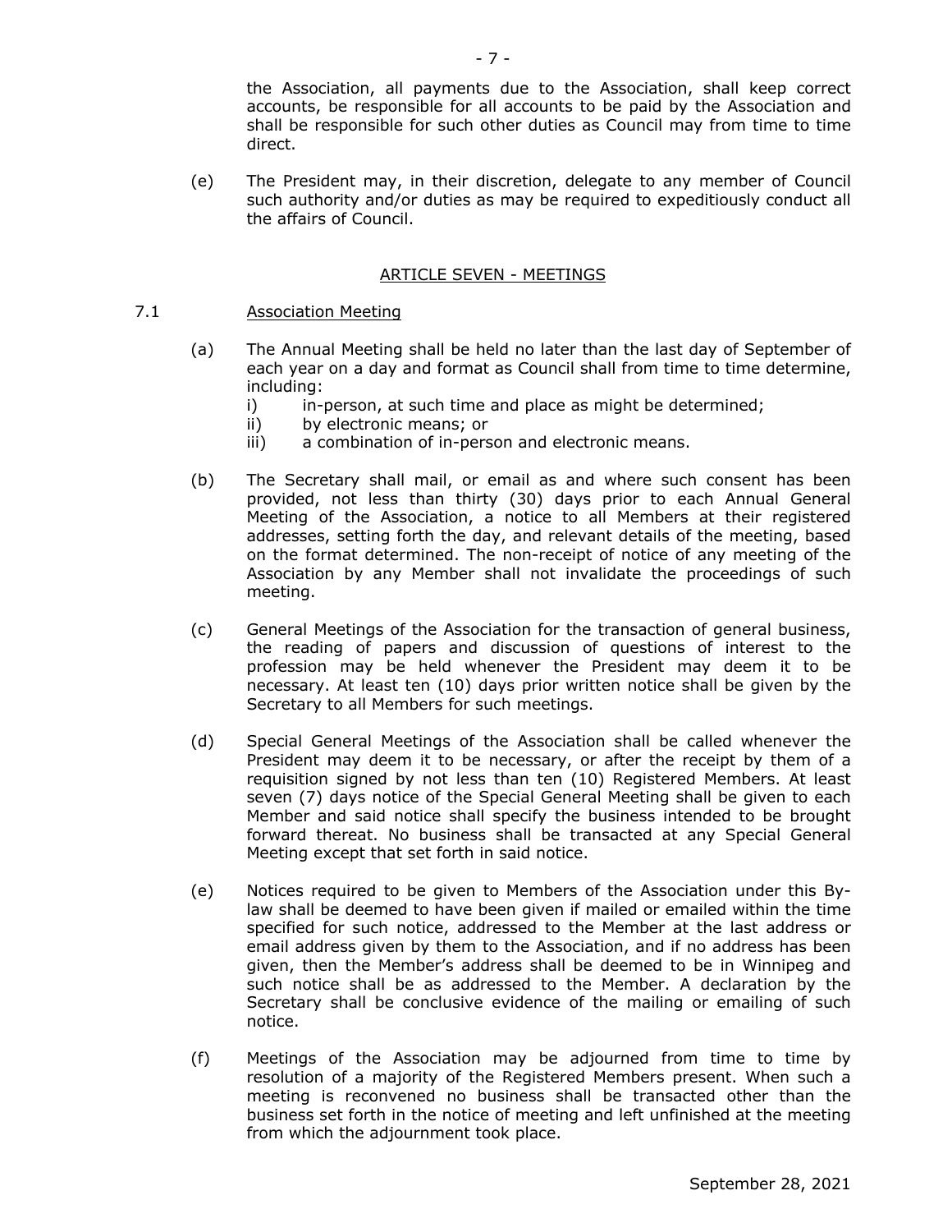the Association, all payments due to the Association, shall keep correct accounts, be responsible for all accounts to be paid by the Association and shall be responsible for such other duties as Council may from time to time direct.

(e) The President may, in their discretion, delegate to any member of Council such authority and/or duties as may be required to expeditiously conduct all the affairs of Council.

## ARTICLE SEVEN - MEETINGS

### 7.1 Association Meeting

(a) The Annual Meeting shall be held no later than the last day of September of each year on a day and format as Council shall from time to time determine, including:

i) in-person, at such time and place as might be determined;
ii) by electronic means; or
iii) a combination of in-person and electronic means.

(b) The Secretary shall mail, or email as and where such consent has been provided, not less than thirty (30) days prior to each Annual General Meeting of the Association, a notice to all Members at their registered addresses, setting forth the day, and relevant details of the meeting, based on the format determined. The non-receipt of notice of any meeting of the Association by any Member shall not invalidate the proceedings of such meeting.

(c) General Meetings of the Association for the transaction of general business, the reading of papers and discussion of questions of interest to the profession may be held whenever the President may deem it to be necessary. At least ten (10) days prior written notice shall be given by the Secretary to all Members for such meetings.

(d) Special General Meetings of the Association shall be called whenever the President may deem it to be necessary, or after the receipt by them of a requisition signed by not less than ten (10) Registered Members. At least seven (7) days notice of the Special General Meeting shall be given to each Member and said notice shall specify the business intended to be brought forward thereat. No business shall be transacted at any Special General Meeting except that set forth in said notice.

(e) Notices required to be given to Members of the Association under this By-law shall be deemed to have been given if mailed or emailed within the time specified for such notice, addressed to the Member at the last address or email address given by them to the Association, and if no address has been given, then the Member's address shall be deemed to be in Winnipeg and such notice shall be as addressed to the Member. A declaration by the Secretary shall be conclusive evidence of the mailing or emailing of such notice.

(f) Meetings of the Association may be adjourned from time to time by resolution of a majority of the Registered Members present. When such a meeting is reconvened no business shall be transacted other than the business set forth in the notice of meeting and left unfinished at the meeting from which the adjournment took place.

September 28, 2021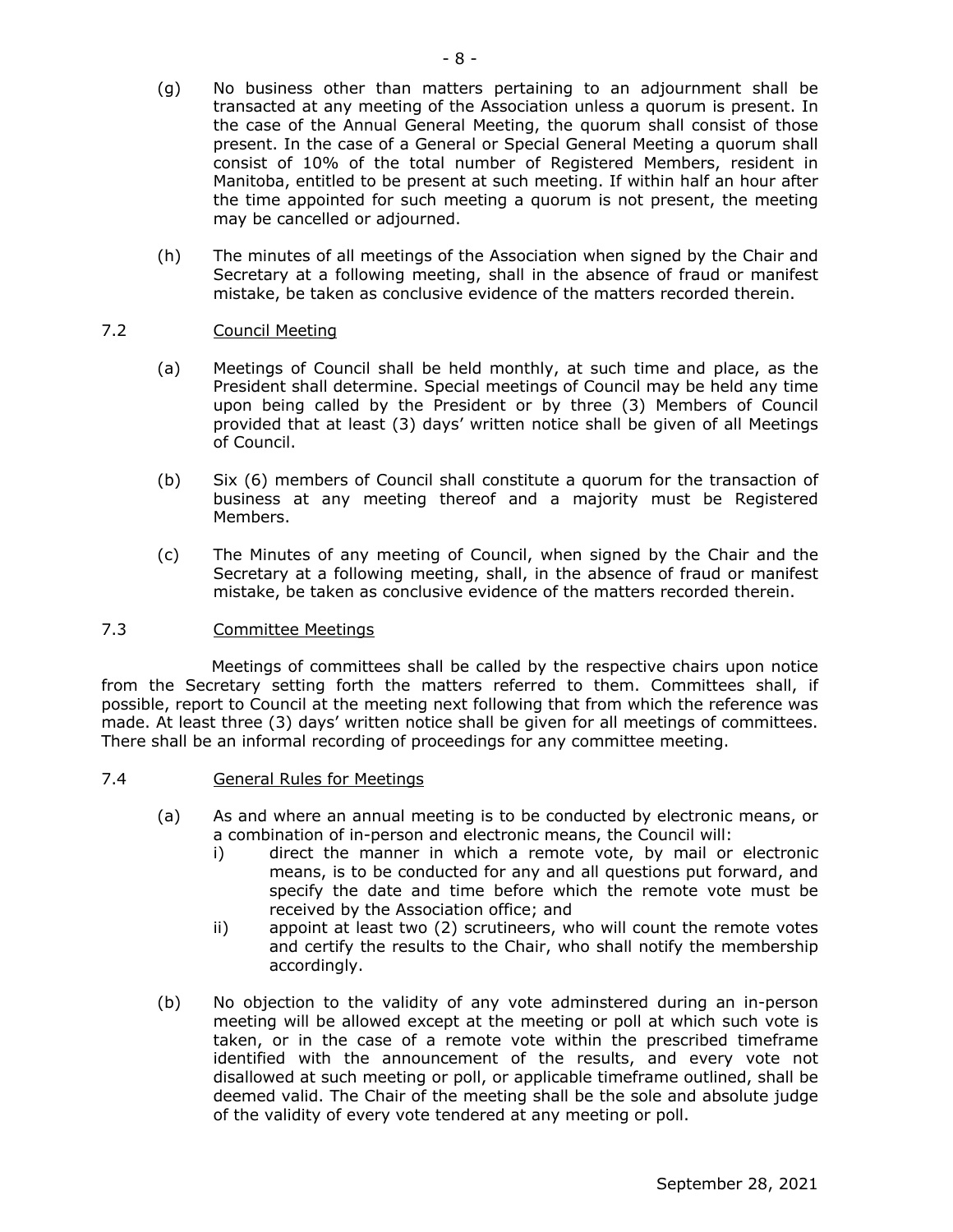(g) No business other than matters pertaining to an adjournment shall be transacted at any meeting of the Association unless a quorum is present. In the case of the Annual General Meeting, the quorum shall consist of those present. In the case of a General or Special General Meeting a quorum shall consist of 10% of the total number of Registered Members, resident in Manitoba, entitled to be present at such meeting. If within half an hour after the time appointed for such meeting a quorum is not present, the meeting may be cancelled or adjourned.

(h) The minutes of all meetings of the Association when signed by the Chair and Secretary at a following meeting, shall in the absence of fraud or manifest mistake, be taken as conclusive evidence of the matters recorded therein.

7.2 Council Meeting

(a) Meetings of Council shall be held monthly, at such time and place, as the President shall determine. Special meetings of Council may be held any time upon being called by the President or by three (3) Members of Council provided that at least (3) days' written notice shall be given of all Meetings of Council.

(b) Six (6) members of Council shall constitute a quorum for the transaction of business at any meeting thereof and a majority must be Registered Members.

(c) The Minutes of any meeting of Council, when signed by the Chair and the Secretary at a following meeting, shall, in the absence of fraud or manifest mistake, be taken as conclusive evidence of the matters recorded therein.

7.3 Committee Meetings

Meetings of committees shall be called by the respective chairs upon notice from the Secretary setting forth the matters referred to them. Committees shall, if possible, report to Council at the meeting next following that from which the reference was made. At least three (3) days' written notice shall be given for all meetings of committees. There shall be an informal recording of proceedings for any committee meeting.

7.4 General Rules for Meetings

(a) As and where an annual meeting is to be conducted by electronic means, or a combination of in-person and electronic means, the Council will:
   i) direct the manner in which a remote vote, by mail or electronic means, is to be conducted for any and all questions put forward, and specify the date and time before which the remote vote must be received by the Association office; and
   ii) appoint at least two (2) scrutineers, who will count the remote votes and certify the results to the Chair, who shall notify the membership accordingly.

(b) No objection to the validity of any vote adminstered during an in-person meeting will be allowed except at the meeting or poll at which such vote is taken, or in the case of a remote vote within the prescribed timeframe identified with the announcement of the results, and every vote not disallowed at such meeting or poll, or applicable timeframe outlined, shall be deemed valid. The Chair of the meeting shall be the sole and absolute judge of the validity of every vote tendered at any meeting or poll.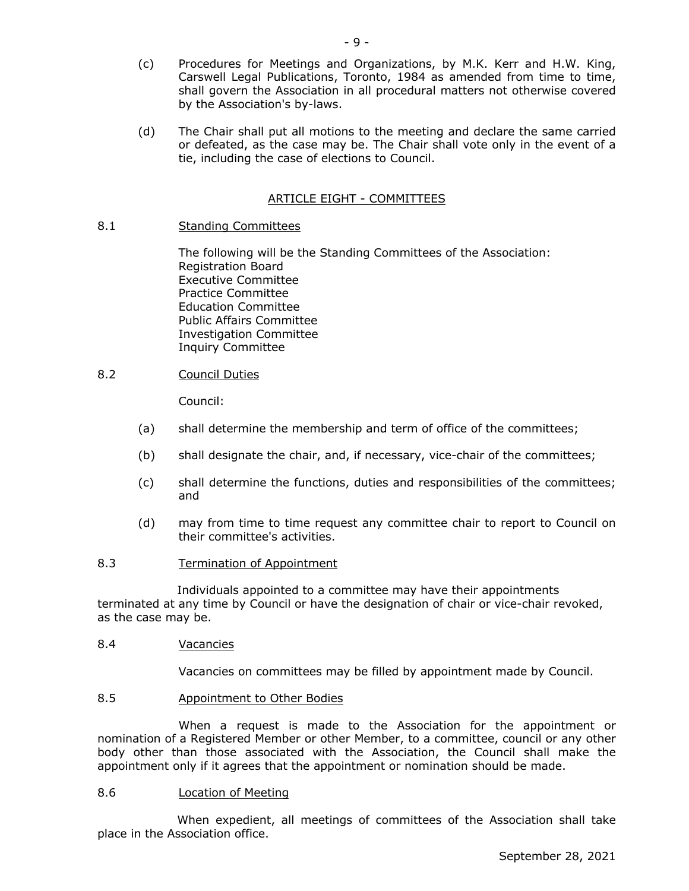(c) Procedures for Meetings and Organizations, by M.K. Kerr and H.W. King, Carswell Legal Publications, Toronto, 1984 as amended from time to time, shall govern the Association in all procedural matters not otherwise covered by the Association's by-laws.

(d) The Chair shall put all motions to the meeting and declare the same carried or defeated, as the case may be. The Chair shall vote only in the event of a tie, including the case of elections to Council.

## ARTICLE EIGHT - COMMITTEES

### 8.1 Standing Committees

The following will be the Standing Committees of the Association:
Registration Board
Executive Committee
Practice Committee
Education Committee
Public Affairs Committee
Investigation Committee
Inquiry Committee

### 8.2 Council Duties

Council:

(a) shall determine the membership and term of office of the committees;

(b) shall designate the chair, and, if necessary, vice-chair of the committees;

(c) shall determine the functions, duties and responsibilities of the committees; and

(d) may from time to time request any committee chair to report to Council on their committee's activities.

### 8.3 Termination of Appointment

Individuals appointed to a committee may have their appointments terminated at any time by Council or have the designation of chair or vice-chair revoked, as the case may be.

### 8.4 Vacancies

Vacancies on committees may be filled by appointment made by Council.

### 8.5 Appointment to Other Bodies

When a request is made to the Association for the appointment or nomination of a Registered Member or other Member, to a committee, council or any other body other than those associated with the Association, the Council shall make the appointment only if it agrees that the appointment or nomination should be made.

### 8.6 Location of Meeting

When expedient, all meetings of committees of the Association shall take place in the Association office.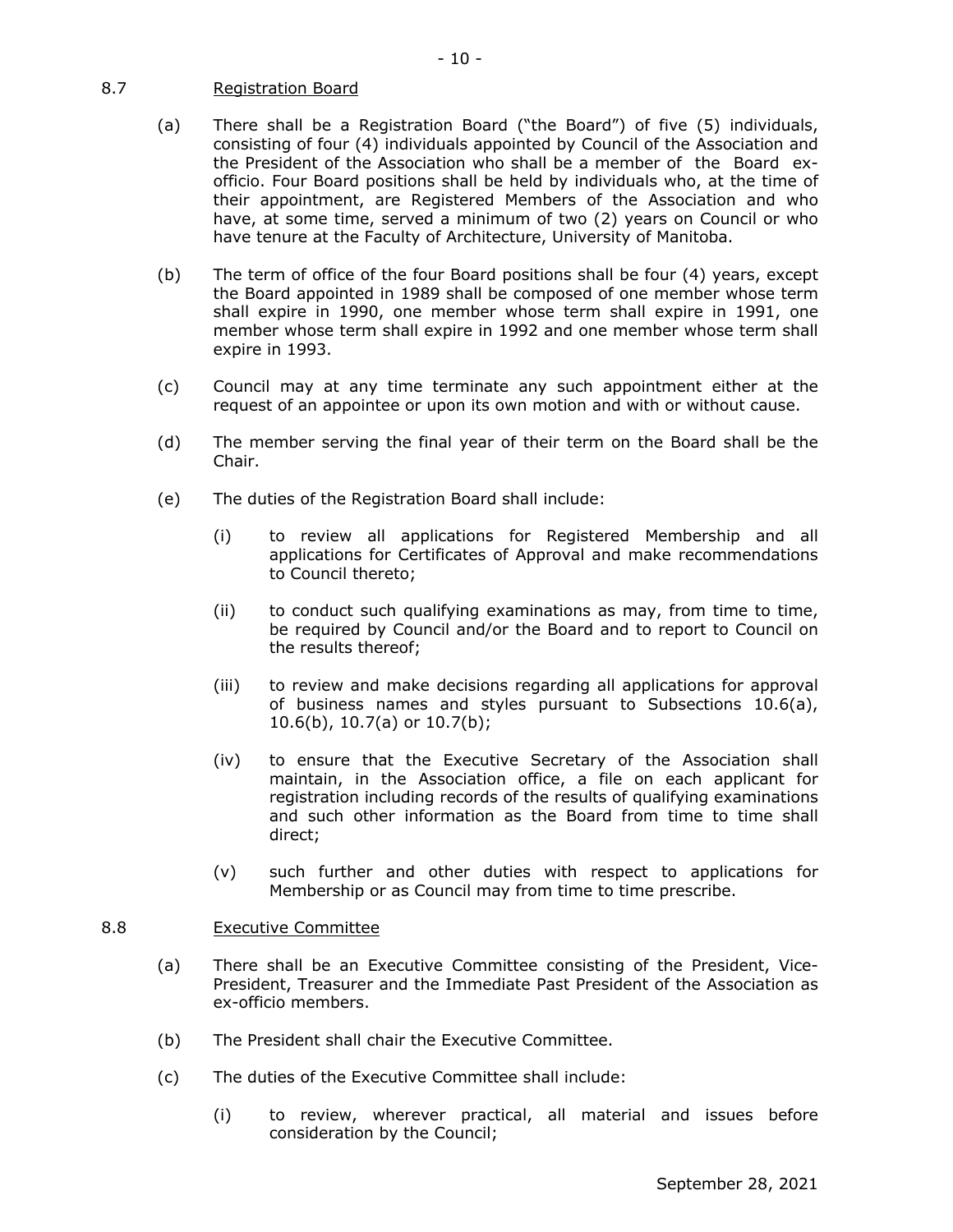8.7 Registration Board

(a) There shall be a Registration Board ("the Board") of five (5) individuals, consisting of four (4) individuals appointed by Council of the Association and the President of the Association who shall be a member of the Board ex-officio. Four Board positions shall be held by individuals who, at the time of their appointment, are Registered Members of the Association and who have, at some time, served a minimum of two (2) years on Council or who have tenure at the Faculty of Architecture, University of Manitoba.

(b) The term of office of the four Board positions shall be four (4) years, except the Board appointed in 1989 shall be composed of one member whose term shall expire in 1990, one member whose term shall expire in 1991, one member whose term shall expire in 1992 and one member whose term shall expire in 1993.

(c) Council may at any time terminate any such appointment either at the request of an appointee or upon its own motion and with or without cause.

(d) The member serving the final year of their term on the Board shall be the Chair.

(e) The duties of the Registration Board shall include:

(i) to review all applications for Registered Membership and all applications for Certificates of Approval and make recommendations to Council thereto;

(ii) to conduct such qualifying examinations as may, from time to time, be required by Council and/or the Board and to report to Council on the results thereof;

(iii) to review and make decisions regarding all applications for approval of business names and styles pursuant to Subsections 10.6(a), 10.6(b), 10.7(a) or 10.7(b);

(iv) to ensure that the Executive Secretary of the Association shall maintain, in the Association office, a file on each applicant for registration including records of the results of qualifying examinations and such other information as the Board from time to time shall direct;

(v) such further and other duties with respect to applications for Membership or as Council may from time to time prescribe.

8.8 Executive Committee

(a) There shall be an Executive Committee consisting of the President, Vice-President, Treasurer and the Immediate Past President of the Association as ex-officio members.

(b) The President shall chair the Executive Committee.

(c) The duties of the Executive Committee shall include:

(i) to review, wherever practical, all material and issues before consideration by the Council;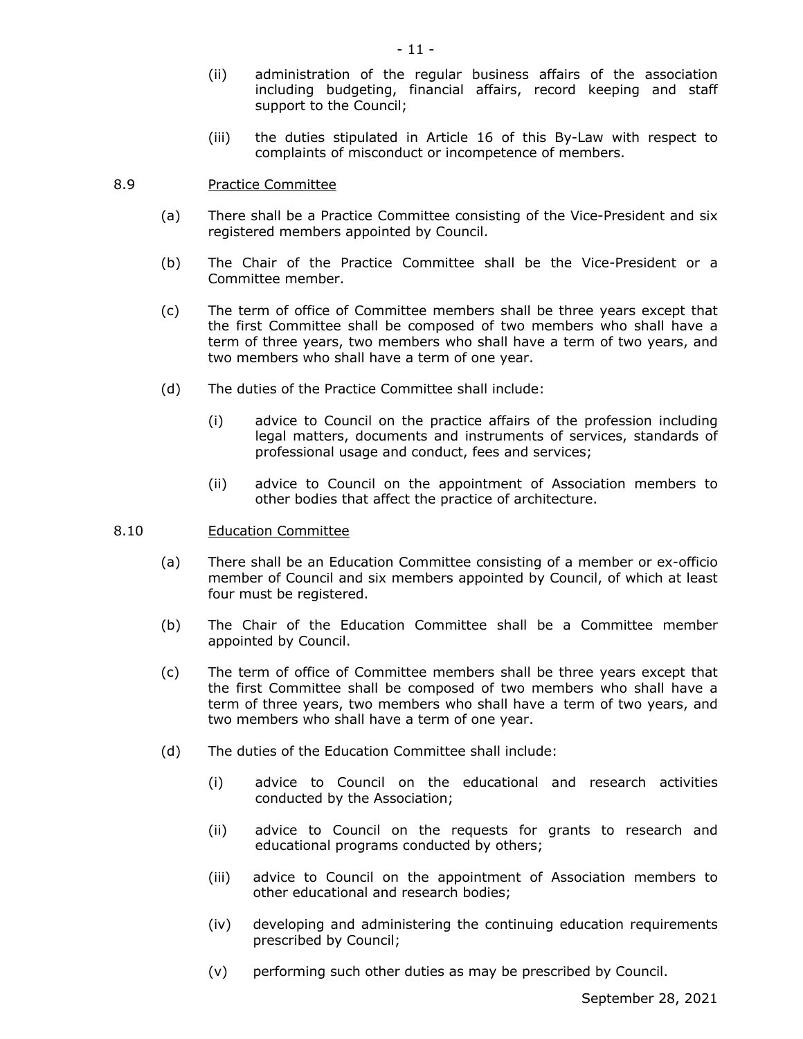(ii) administration of the regular business affairs of the association including budgeting, financial affairs, record keeping and staff support to the Council;

(iii) the duties stipulated in Article 16 of this By-Law with respect to complaints of misconduct or incompetence of members.

8.9 <u>Practice Committee</u>

(a) There shall be a Practice Committee consisting of the Vice-President and six registered members appointed by Council.

(b) The Chair of the Practice Committee shall be the Vice-President or a Committee member.

(c) The term of office of Committee members shall be three years except that the first Committee shall be composed of two members who shall have a term of three years, two members who shall have a term of two years, and two members who shall have a term of one year.

(d) The duties of the Practice Committee shall include:

(i) advice to Council on the practice affairs of the profession including legal matters, documents and instruments of services, standards of professional usage and conduct, fees and services;

(ii) advice to Council on the appointment of Association members to other bodies that affect the practice of architecture.

8.10 <u>Education Committee</u>

(a) There shall be an Education Committee consisting of a member or ex-officio member of Council and six members appointed by Council, of which at least four must be registered.

(b) The Chair of the Education Committee shall be a Committee member appointed by Council.

(c) The term of office of Committee members shall be three years except that the first Committee shall be composed of two members who shall have a term of three years, two members who shall have a term of two years, and two members who shall have a term of one year.

(d) The duties of the Education Committee shall include:

(i) advice to Council on the educational and research activities conducted by the Association;

(ii) advice to Council on the requests for grants to research and educational programs conducted by others;

(iii) advice to Council on the appointment of Association members to other educational and research bodies;

(iv) developing and administering the continuing education requirements prescribed by Council;

(v) performing such other duties as may be prescribed by Council.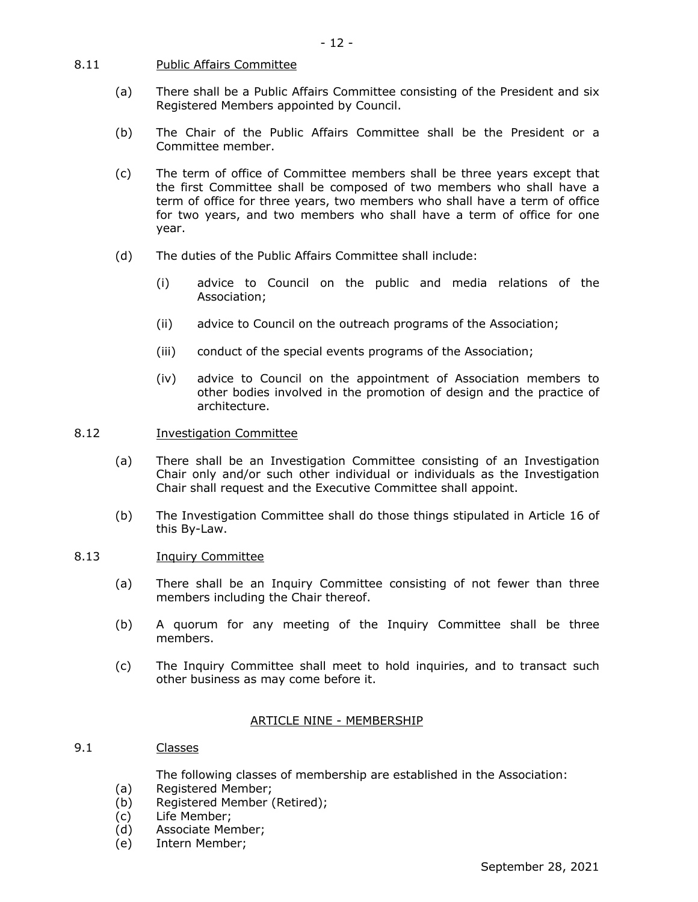### 8.11 Public Affairs Committee

(a) There shall be a Public Affairs Committee consisting of the President and six Registered Members appointed by Council.

(b) The Chair of the Public Affairs Committee shall be the President or a Committee member.

(c) The term of office of Committee members shall be three years except that the first Committee shall be composed of two members who shall have a term of office for three years, two members who shall have a term of office for two years, and two members who shall have a term of office for one year.

(d) The duties of the Public Affairs Committee shall include:

   (i) advice to Council on the public and media relations of the Association;

   (ii) advice to Council on the outreach programs of the Association;

   (iii) conduct of the special events programs of the Association;

   (iv) advice to Council on the appointment of Association members to other bodies involved in the promotion of design and the practice of architecture.

### 8.12 Investigation Committee

(a) There shall be an Investigation Committee consisting of an Investigation Chair only and/or such other individual or individuals as the Investigation Chair shall request and the Executive Committee shall appoint.

(b) The Investigation Committee shall do those things stipulated in Article 16 of this By-Law.

### 8.13 Inquiry Committee

(a) There shall be an Inquiry Committee consisting of not fewer than three members including the Chair thereof.

(b) A quorum for any meeting of the Inquiry Committee shall be three members.

(c) The Inquiry Committee shall meet to hold inquiries, and to transact such other business as may come before it.

## ARTICLE NINE - MEMBERSHIP

### 9.1 Classes

The following classes of membership are established in the Association:

(a) Registered Member;
(b) Registered Member (Retired);
(c) Life Member;
(d) Associate Member;
(e) Intern Member;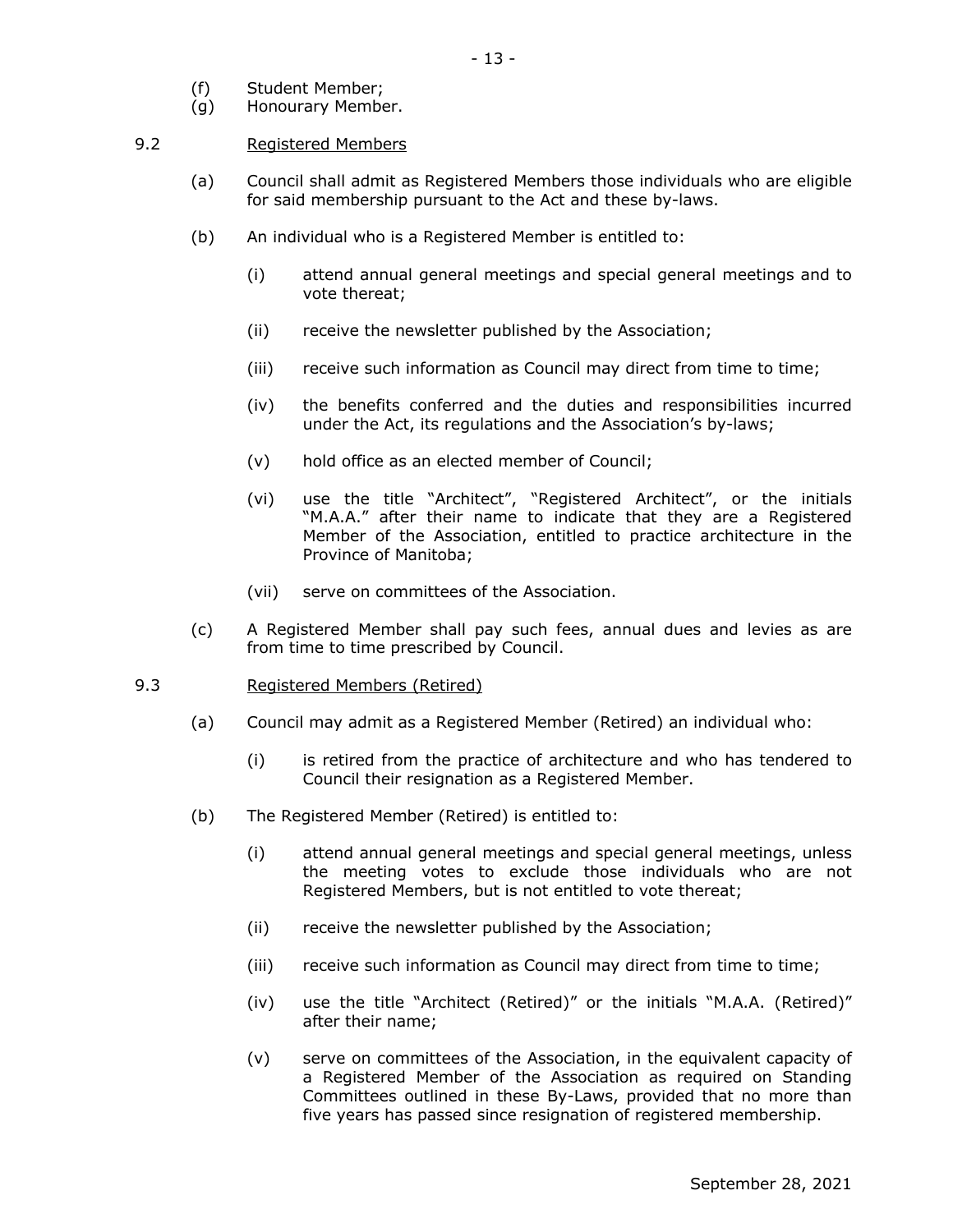(f) Student Member;
(g) Honourary Member.

9.2 Registered Members

(a) Council shall admit as Registered Members those individuals who are eligible for said membership pursuant to the Act and these by-laws.

(b) An individual who is a Registered Member is entitled to:

(i) attend annual general meetings and special general meetings and to vote thereat;

(ii) receive the newsletter published by the Association;

(iii) receive such information as Council may direct from time to time;

(iv) the benefits conferred and the duties and responsibilities incurred under the Act, its regulations and the Association's by-laws;

(v) hold office as an elected member of Council;

(vi) use the title "Architect", "Registered Architect", or the initials "M.A.A." after their name to indicate that they are a Registered Member of the Association, entitled to practice architecture in the Province of Manitoba;

(vii) serve on committees of the Association.

(c) A Registered Member shall pay such fees, annual dues and levies as are from time to time prescribed by Council.

9.3 Registered Members (Retired)

(a) Council may admit as a Registered Member (Retired) an individual who:

(i) is retired from the practice of architecture and who has tendered to Council their resignation as a Registered Member.

(b) The Registered Member (Retired) is entitled to:

(i) attend annual general meetings and special general meetings, unless the meeting votes to exclude those individuals who are not Registered Members, but is not entitled to vote thereat;

(ii) receive the newsletter published by the Association;

(iii) receive such information as Council may direct from time to time;

(iv) use the title "Architect (Retired)" or the initials "M.A.A. (Retired)" after their name;

(v) serve on committees of the Association, in the equivalent capacity of a Registered Member of the Association as required on Standing Committees outlined in these By-Laws, provided that no more than five years has passed since resignation of registered membership.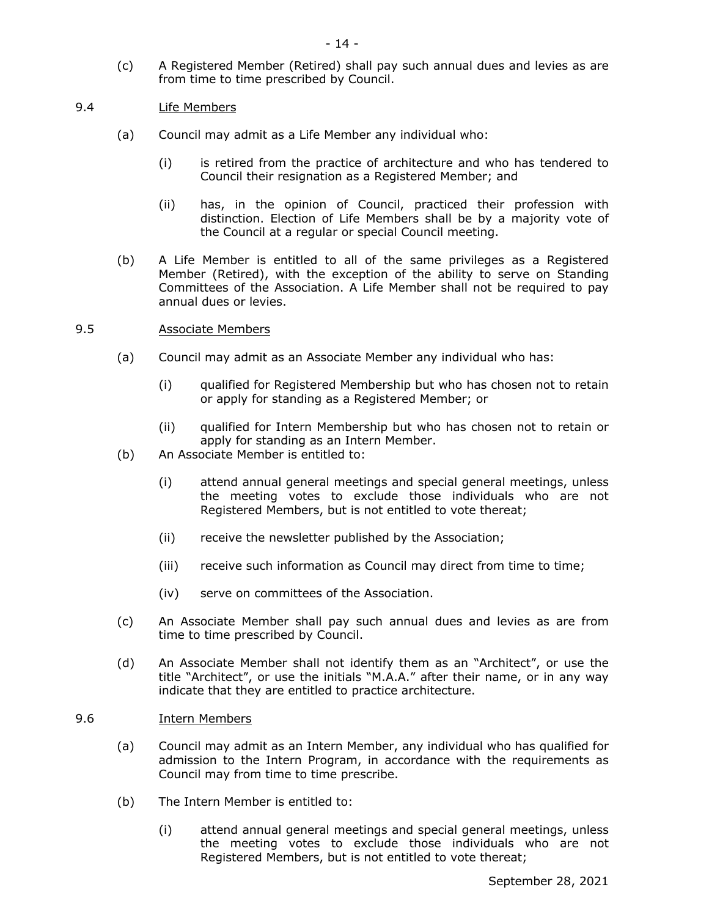(c) A Registered Member (Retired) shall pay such annual dues and levies as are from time to time prescribed by Council.

9.4 Life Members

(a) Council may admit as a Life Member any individual who:

(i) is retired from the practice of architecture and who has tendered to Council their resignation as a Registered Member; and

(ii) has, in the opinion of Council, practiced their profession with distinction. Election of Life Members shall be by a majority vote of the Council at a regular or special Council meeting.

(b) A Life Member is entitled to all of the same privileges as a Registered Member (Retired), with the exception of the ability to serve on Standing Committees of the Association. A Life Member shall not be required to pay annual dues or levies.

9.5 Associate Members

(a) Council may admit as an Associate Member any individual who has:

(i) qualified for Registered Membership but who has chosen not to retain or apply for standing as a Registered Member; or

(ii) qualified for Intern Membership but who has chosen not to retain or apply for standing as an Intern Member.

(b) An Associate Member is entitled to:

(i) attend annual general meetings and special general meetings, unless the meeting votes to exclude those individuals who are not Registered Members, but is not entitled to vote thereat;

(ii) receive the newsletter published by the Association;

(iii) receive such information as Council may direct from time to time;

(iv) serve on committees of the Association.

(c) An Associate Member shall pay such annual dues and levies as are from time to time prescribed by Council.

(d) An Associate Member shall not identify them as an "Architect", or use the title "Architect", or use the initials "M.A.A." after their name, or in any way indicate that they are entitled to practice architecture.

9.6 Intern Members

(a) Council may admit as an Intern Member, any individual who has qualified for admission to the Intern Program, in accordance with the requirements as Council may from time to time prescribe.

(b) The Intern Member is entitled to:

(i) attend annual general meetings and special general meetings, unless the meeting votes to exclude those individuals who are not Registered Members, but is not entitled to vote thereat;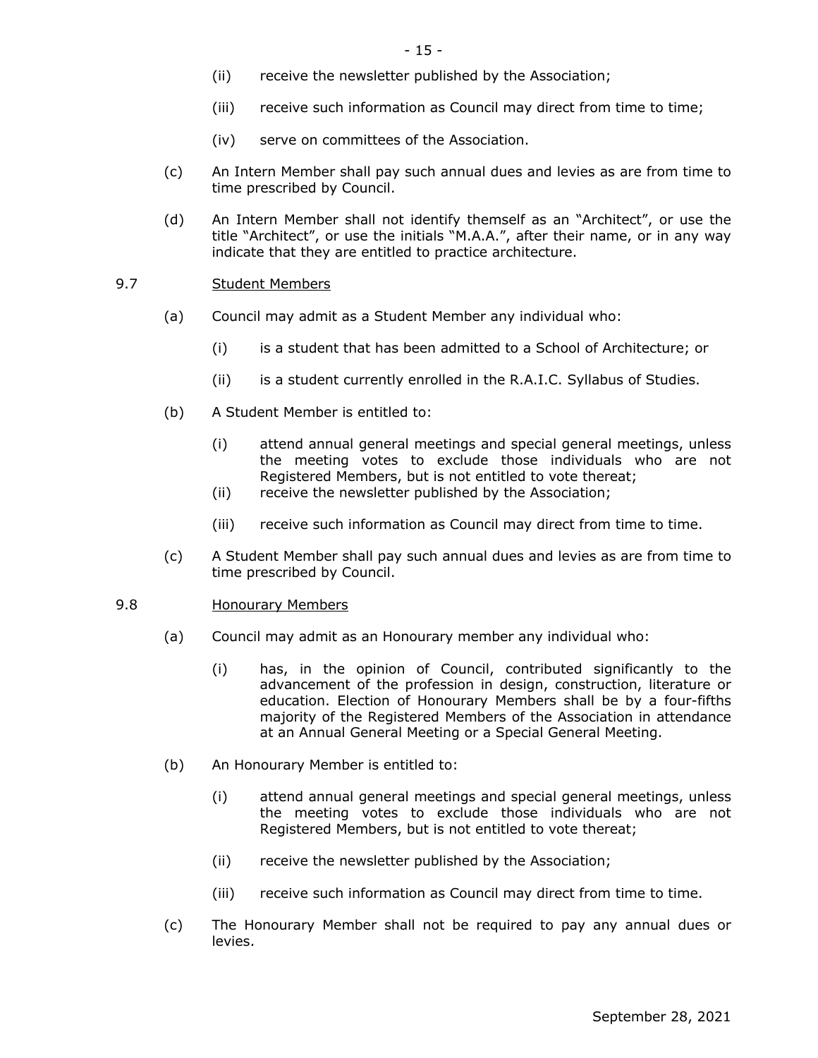(ii) receive the newsletter published by the Association;

(iii) receive such information as Council may direct from time to time;

(iv) serve on committees of the Association.

(c) An Intern Member shall pay such annual dues and levies as are from time to time prescribed by Council.

(d) An Intern Member shall not identify themself as an "Architect", or use the title "Architect", or use the initials "M.A.A.", after their name, or in any way indicate that they are entitled to practice architecture.

9.7 Student Members

(a) Council may admit as a Student Member any individual who:

(i) is a student that has been admitted to a School of Architecture; or

(ii) is a student currently enrolled in the R.A.I.C. Syllabus of Studies.

(b) A Student Member is entitled to:

(i) attend annual general meetings and special general meetings, unless the meeting votes to exclude those individuals who are not Registered Members, but is not entitled to vote thereat;

(ii) receive the newsletter published by the Association;

(iii) receive such information as Council may direct from time to time.

(c) A Student Member shall pay such annual dues and levies as are from time to time prescribed by Council.

9.8 Honourary Members

(a) Council may admit as an Honourary member any individual who:

(i) has, in the opinion of Council, contributed significantly to the advancement of the profession in design, construction, literature or education. Election of Honourary Members shall be by a four-fifths majority of the Registered Members of the Association in attendance at an Annual General Meeting or a Special General Meeting.

(b) An Honourary Member is entitled to:

(i) attend annual general meetings and special general meetings, unless the meeting votes to exclude those individuals who are not Registered Members, but is not entitled to vote thereat;

(ii) receive the newsletter published by the Association;

(iii) receive such information as Council may direct from time to time.

(c) The Honourary Member shall not be required to pay any annual dues or levies.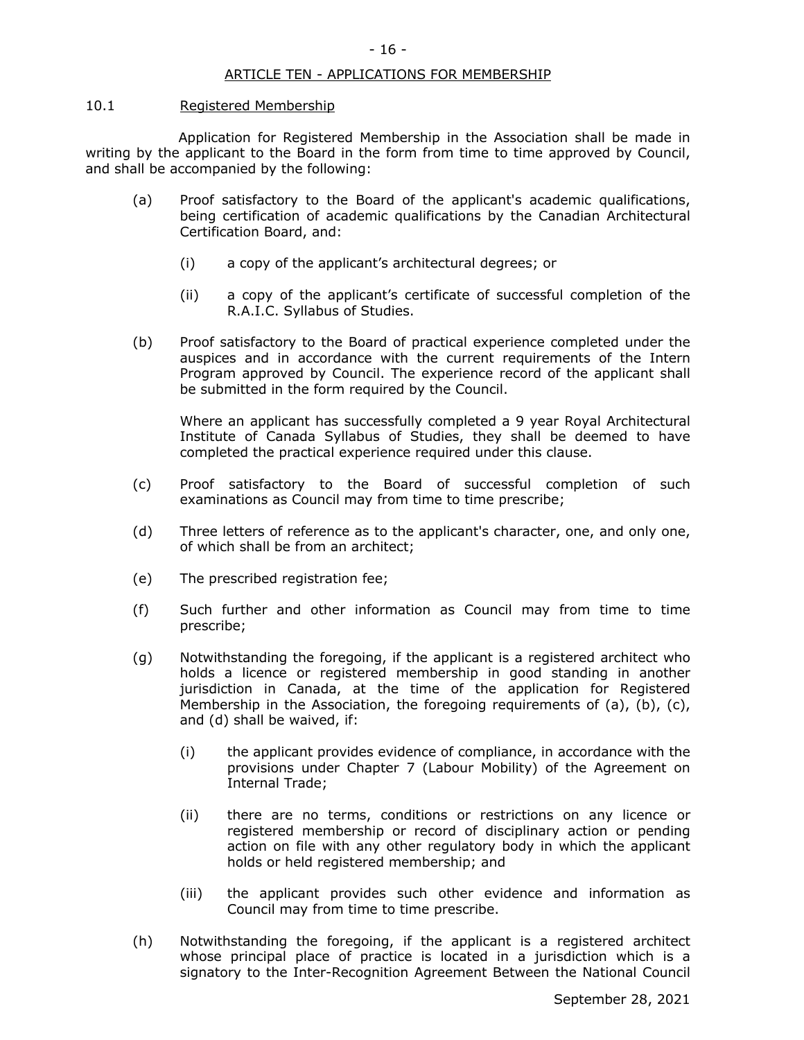## ARTICLE TEN - APPLICATIONS FOR MEMBERSHIP

### 10.1 Registered Membership

Application for Registered Membership in the Association shall be made in writing by the applicant to the Board in the form from time to time approved by Council, and shall be accompanied by the following:

(a) Proof satisfactory to the Board of the applicant's academic qualifications, being certification of academic qualifications by the Canadian Architectural Certification Board, and:

  (i) a copy of the applicant's architectural degrees; or

  (ii) a copy of the applicant's certificate of successful completion of the R.A.I.C. Syllabus of Studies.

(b) Proof satisfactory to the Board of practical experience completed under the auspices and in accordance with the current requirements of the Intern Program approved by Council. The experience record of the applicant shall be submitted in the form required by the Council.

  Where an applicant has successfully completed a 9 year Royal Architectural Institute of Canada Syllabus of Studies, they shall be deemed to have completed the practical experience required under this clause.

(c) Proof satisfactory to the Board of successful completion of such examinations as Council may from time to time prescribe;

(d) Three letters of reference as to the applicant's character, one, and only one, of which shall be from an architect;

(e) The prescribed registration fee;

(f) Such further and other information as Council may from time to time prescribe;

(g) Notwithstanding the foregoing, if the applicant is a registered architect who holds a licence or registered membership in good standing in another jurisdiction in Canada, at the time of the application for Registered Membership in the Association, the foregoing requirements of (a), (b), (c), and (d) shall be waived, if:

  (i) the applicant provides evidence of compliance, in accordance with the provisions under Chapter 7 (Labour Mobility) of the Agreement on Internal Trade;

  (ii) there are no terms, conditions or restrictions on any licence or registered membership or record of disciplinary action or pending action on file with any other regulatory body in which the applicant holds or held registered membership; and

  (iii) the applicant provides such other evidence and information as Council may from time to time prescribe.

(h) Notwithstanding the foregoing, if the applicant is a registered architect whose principal place of practice is located in a jurisdiction which is a signatory to the Inter-Recognition Agreement Between the National Council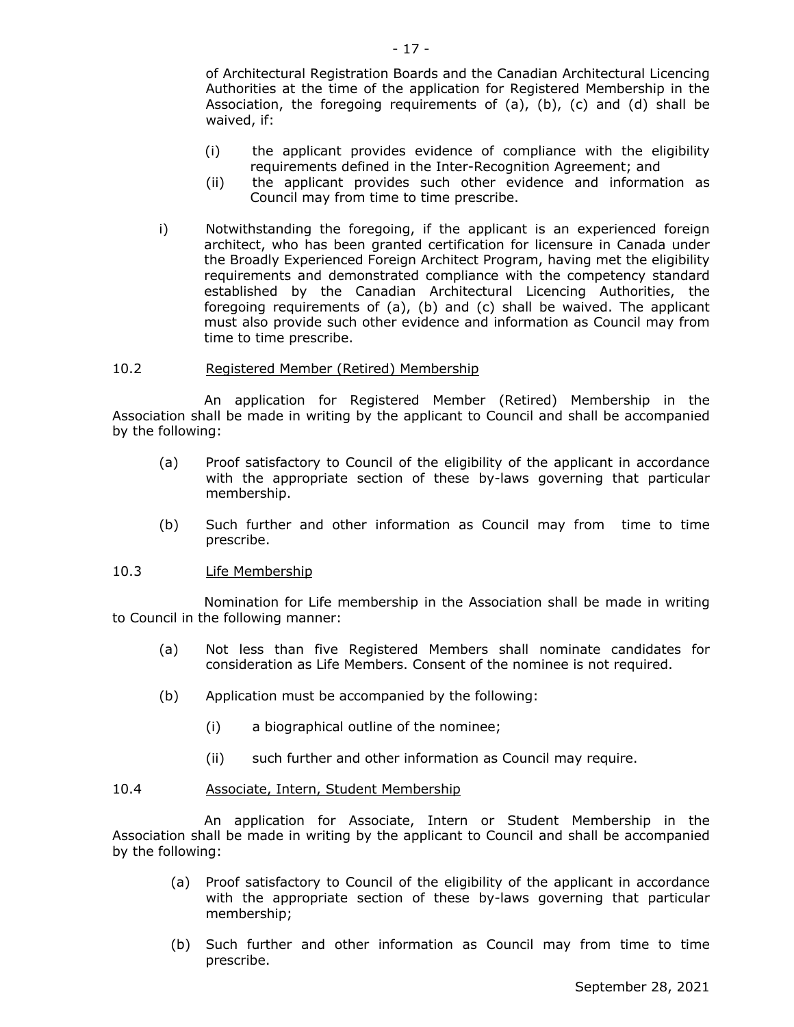of Architectural Registration Boards and the Canadian Architectural Licencing Authorities at the time of the application for Registered Membership in the Association, the foregoing requirements of (a), (b), (c) and (d) shall be waived, if:

(i) the applicant provides evidence of compliance with the eligibility requirements defined in the Inter-Recognition Agreement; and

(ii) the applicant provides such other evidence and information as Council may from time to time prescribe.

i) Notwithstanding the foregoing, if the applicant is an experienced foreign architect, who has been granted certification for licensure in Canada under the Broadly Experienced Foreign Architect Program, having met the eligibility requirements and demonstrated compliance with the competency standard established by the Canadian Architectural Licencing Authorities, the foregoing requirements of (a), (b) and (c) shall be waived. The applicant must also provide such other evidence and information as Council may from time to time prescribe.

10.2 Registered Member (Retired) Membership

An application for Registered Member (Retired) Membership in the Association shall be made in writing by the applicant to Council and shall be accompanied by the following:

(a) Proof satisfactory to Council of the eligibility of the applicant in accordance with the appropriate section of these by-laws governing that particular membership.

(b) Such further and other information as Council may from time to time prescribe.

10.3 Life Membership

Nomination for Life membership in the Association shall be made in writing to Council in the following manner:

(a) Not less than five Registered Members shall nominate candidates for consideration as Life Members. Consent of the nominee is not required.

(b) Application must be accompanied by the following:

(i) a biographical outline of the nominee;

(ii) such further and other information as Council may require.

10.4 Associate, Intern, Student Membership

An application for Associate, Intern or Student Membership in the Association shall be made in writing by the applicant to Council and shall be accompanied by the following:

(a) Proof satisfactory to Council of the eligibility of the applicant in accordance with the appropriate section of these by-laws governing that particular membership;

(b) Such further and other information as Council may from time to time prescribe.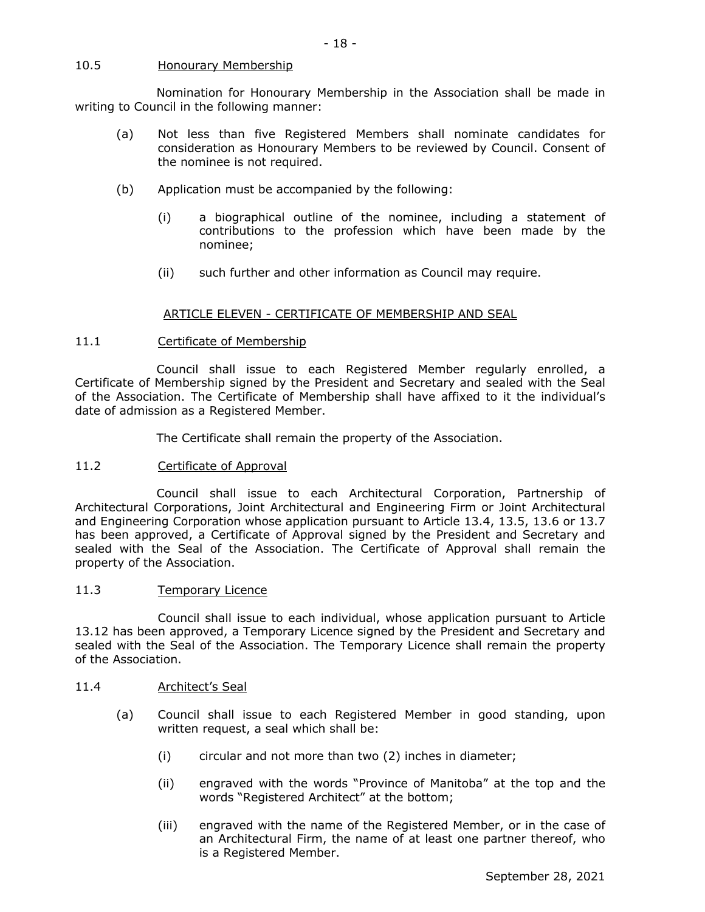10.5 Honourary Membership

Nomination for Honourary Membership in the Association shall be made in writing to Council in the following manner:

(a) Not less than five Registered Members shall nominate candidates for consideration as Honourary Members to be reviewed by Council. Consent of the nominee is not required.

(b) Application must be accompanied by the following:

   (i) a biographical outline of the nominee, including a statement of contributions to the profession which have been made by the nominee;

   (ii) such further and other information as Council may require.

## ARTICLE ELEVEN - CERTIFICATE OF MEMBERSHIP AND SEAL

11.1 Certificate of Membership

Council shall issue to each Registered Member regularly enrolled, a Certificate of Membership signed by the President and Secretary and sealed with the Seal of the Association. The Certificate of Membership shall have affixed to it the individual's date of admission as a Registered Member.

The Certificate shall remain the property of the Association.

11.2 Certificate of Approval

Council shall issue to each Architectural Corporation, Partnership of Architectural Corporations, Joint Architectural and Engineering Firm or Joint Architectural and Engineering Corporation whose application pursuant to Article 13.4, 13.5, 13.6 or 13.7 has been approved, a Certificate of Approval signed by the President and Secretary and sealed with the Seal of the Association. The Certificate of Approval shall remain the property of the Association.

11.3 Temporary Licence

Council shall issue to each individual, whose application pursuant to Article 13.12 has been approved, a Temporary Licence signed by the President and Secretary and sealed with the Seal of the Association. The Temporary Licence shall remain the property of the Association.

11.4 Architect's Seal

(a) Council shall issue to each Registered Member in good standing, upon written request, a seal which shall be:

   (i) circular and not more than two (2) inches in diameter;

   (ii) engraved with the words "Province of Manitoba" at the top and the words "Registered Architect" at the bottom;

   (iii) engraved with the name of the Registered Member, or in the case of an Architectural Firm, the name of at least one partner thereof, who is a Registered Member.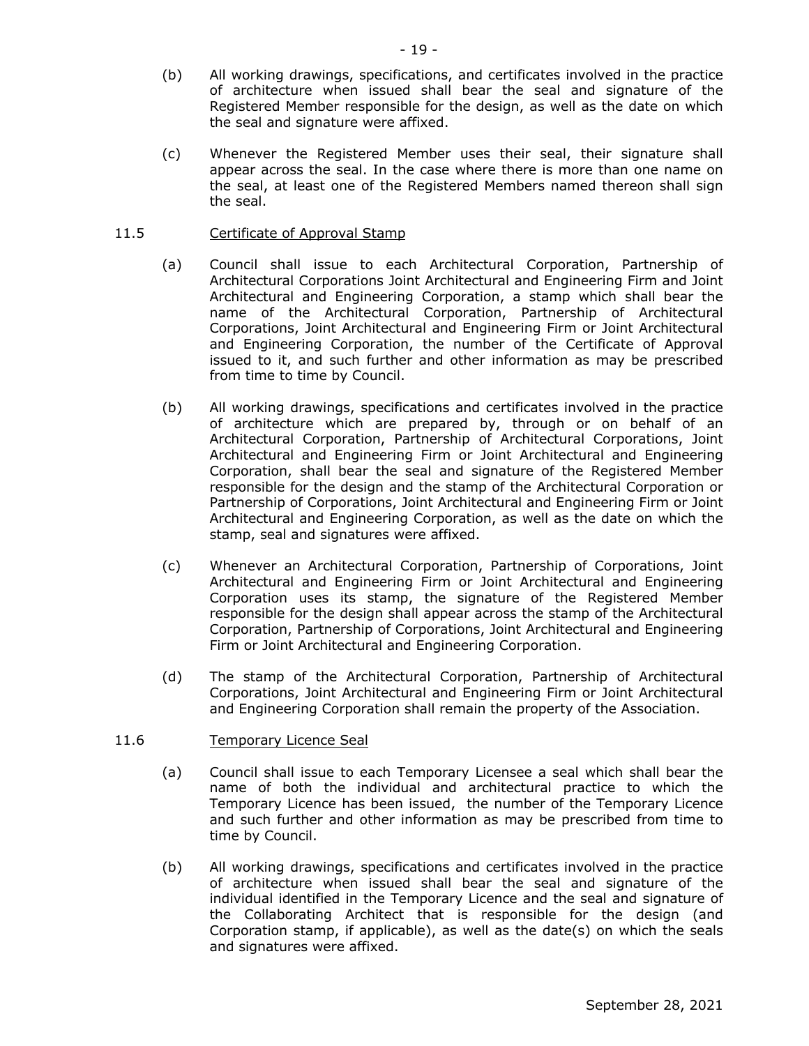(b) All working drawings, specifications, and certificates involved in the practice of architecture when issued shall bear the seal and signature of the Registered Member responsible for the design, as well as the date on which the seal and signature were affixed.

(c) Whenever the Registered Member uses their seal, their signature shall appear across the seal. In the case where there is more than one name on the seal, at least one of the Registered Members named thereon shall sign the seal.

11.5 Certificate of Approval Stamp

(a) Council shall issue to each Architectural Corporation, Partnership of Architectural Corporations Joint Architectural and Engineering Firm and Joint Architectural and Engineering Corporation, a stamp which shall bear the name of the Architectural Corporation, Partnership of Architectural Corporations, Joint Architectural and Engineering Firm or Joint Architectural and Engineering Corporation, the number of the Certificate of Approval issued to it, and such further and other information as may be prescribed from time to time by Council.

(b) All working drawings, specifications and certificates involved in the practice of architecture which are prepared by, through or on behalf of an Architectural Corporation, Partnership of Architectural Corporations, Joint Architectural and Engineering Firm or Joint Architectural and Engineering Corporation, shall bear the seal and signature of the Registered Member responsible for the design and the stamp of the Architectural Corporation or Partnership of Corporations, Joint Architectural and Engineering Firm or Joint Architectural and Engineering Corporation, as well as the date on which the stamp, seal and signatures were affixed.

(c) Whenever an Architectural Corporation, Partnership of Corporations, Joint Architectural and Engineering Firm or Joint Architectural and Engineering Corporation uses its stamp, the signature of the Registered Member responsible for the design shall appear across the stamp of the Architectural Corporation, Partnership of Corporations, Joint Architectural and Engineering Firm or Joint Architectural and Engineering Corporation.

(d) The stamp of the Architectural Corporation, Partnership of Architectural Corporations, Joint Architectural and Engineering Firm or Joint Architectural and Engineering Corporation shall remain the property of the Association.

11.6 Temporary Licence Seal

(a) Council shall issue to each Temporary Licensee a seal which shall bear the name of both the individual and architectural practice to which the Temporary Licence has been issued, the number of the Temporary Licence and such further and other information as may be prescribed from time to time by Council.

(b) All working drawings, specifications and certificates involved in the practice of architecture when issued shall bear the seal and signature of the individual identified in the Temporary Licence and the seal and signature of the Collaborating Architect that is responsible for the design (and Corporation stamp, if applicable), as well as the date(s) on which the seals and signatures were affixed.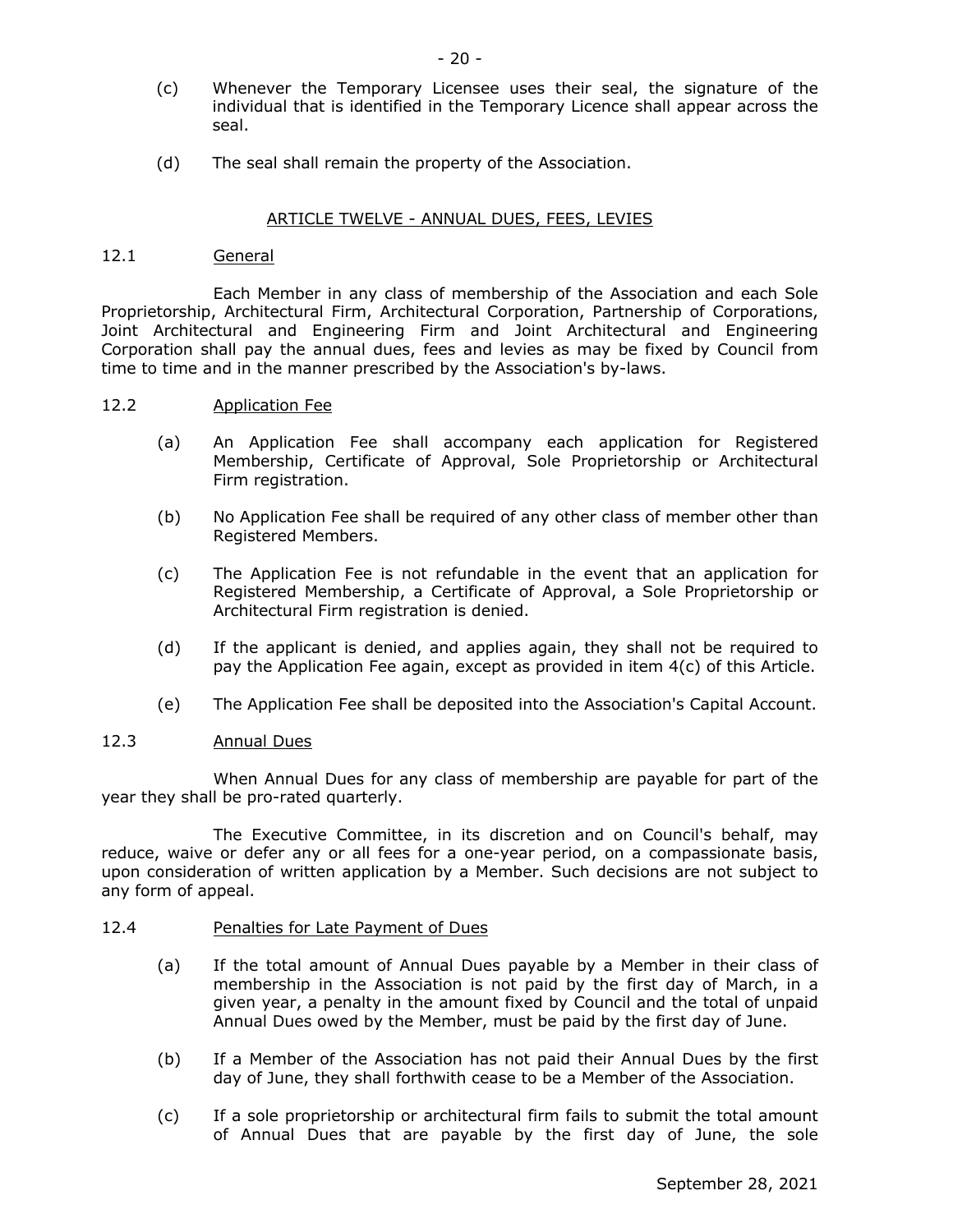(c) Whenever the Temporary Licensee uses their seal, the signature of the individual that is identified in the Temporary Licence shall appear across the seal.

(d) The seal shall remain the property of the Association.

## ARTICLE TWELVE - ANNUAL DUES, FEES, LEVIES

### 12.1 General

Each Member in any class of membership of the Association and each Sole Proprietorship, Architectural Firm, Architectural Corporation, Partnership of Corporations, Joint Architectural and Engineering Firm and Joint Architectural and Engineering Corporation shall pay the annual dues, fees and levies as may be fixed by Council from time to time and in the manner prescribed by the Association's by-laws.

### 12.2 Application Fee

(a) An Application Fee shall accompany each application for Registered Membership, Certificate of Approval, Sole Proprietorship or Architectural Firm registration.

(b) No Application Fee shall be required of any other class of member other than Registered Members.

(c) The Application Fee is not refundable in the event that an application for Registered Membership, a Certificate of Approval, a Sole Proprietorship or Architectural Firm registration is denied.

(d) If the applicant is denied, and applies again, they shall not be required to pay the Application Fee again, except as provided in item 4(c) of this Article.

(e) The Application Fee shall be deposited into the Association's Capital Account.

### 12.3 Annual Dues

When Annual Dues for any class of membership are payable for part of the year they shall be pro-rated quarterly.

The Executive Committee, in its discretion and on Council's behalf, may reduce, waive or defer any or all fees for a one-year period, on a compassionate basis, upon consideration of written application by a Member. Such decisions are not subject to any form of appeal.

### 12.4 Penalties for Late Payment of Dues

(a) If the total amount of Annual Dues payable by a Member in their class of membership in the Association is not paid by the first day of March, in a given year, a penalty in the amount fixed by Council and the total of unpaid Annual Dues owed by the Member, must be paid by the first day of June.

(b) If a Member of the Association has not paid their Annual Dues by the first day of June, they shall forthwith cease to be a Member of the Association.

(c) If a sole proprietorship or architectural firm fails to submit the total amount of Annual Dues that are payable by the first day of June, the sole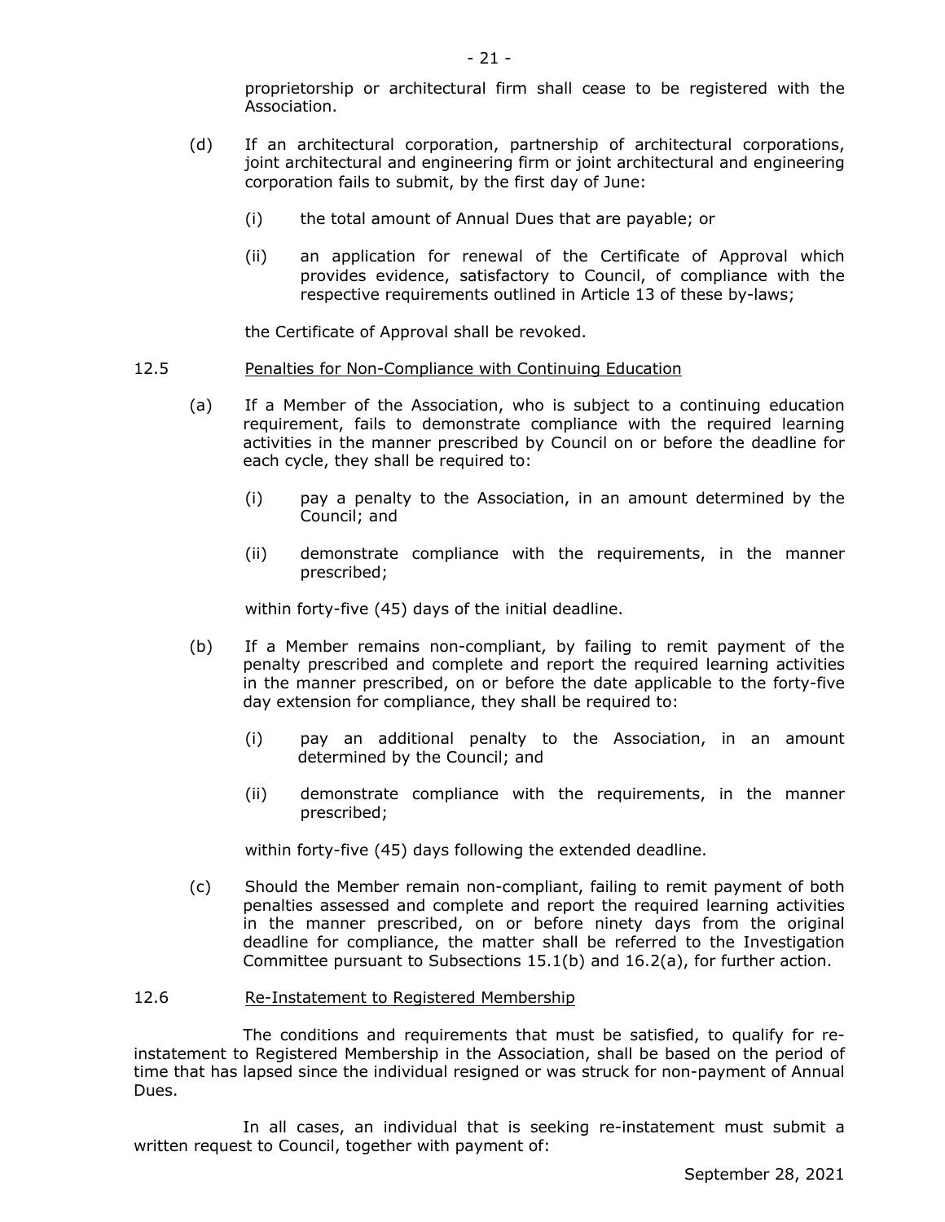proprietorship or architectural firm shall cease to be registered with the Association.

(d) If an architectural corporation, partnership of architectural corporations, joint architectural and engineering firm or joint architectural and engineering corporation fails to submit, by the first day of June:

   (i) the total amount of Annual Dues that are payable; or

   (ii) an application for renewal of the Certificate of Approval which provides evidence, satisfactory to Council, of compliance with the respective requirements outlined in Article 13 of these by-laws;

   the Certificate of Approval shall be revoked.

12.5 Penalties for Non-Compliance with Continuing Education

(a) If a Member of the Association, who is subject to a continuing education requirement, fails to demonstrate compliance with the required learning activities in the manner prescribed by Council on or before the deadline for each cycle, they shall be required to:

   (i) pay a penalty to the Association, in an amount determined by the Council; and

   (ii) demonstrate compliance with the requirements, in the manner prescribed;

   within forty-five (45) days of the initial deadline.

(b) If a Member remains non-compliant, by failing to remit payment of the penalty prescribed and complete and report the required learning activities in the manner prescribed, on or before the date applicable to the forty-five day extension for compliance, they shall be required to:

   (i) pay an additional penalty to the Association, in an amount determined by the Council; and

   (ii) demonstrate compliance with the requirements, in the manner prescribed;

   within forty-five (45) days following the extended deadline.

(c) Should the Member remain non-compliant, failing to remit payment of both penalties assessed and complete and report the required learning activities in the manner prescribed, on or before ninety days from the original deadline for compliance, the matter shall be referred to the Investigation Committee pursuant to Subsections 15.1(b) and 16.2(a), for further action.

12.6 Re-Instatement to Registered Membership

The conditions and requirements that must be satisfied, to qualify for re-instatement to Registered Membership in the Association, shall be based on the period of time that has lapsed since the individual resigned or was struck for non-payment of Annual Dues.

In all cases, an individual that is seeking re-instatement must submit a written request to Council, together with payment of: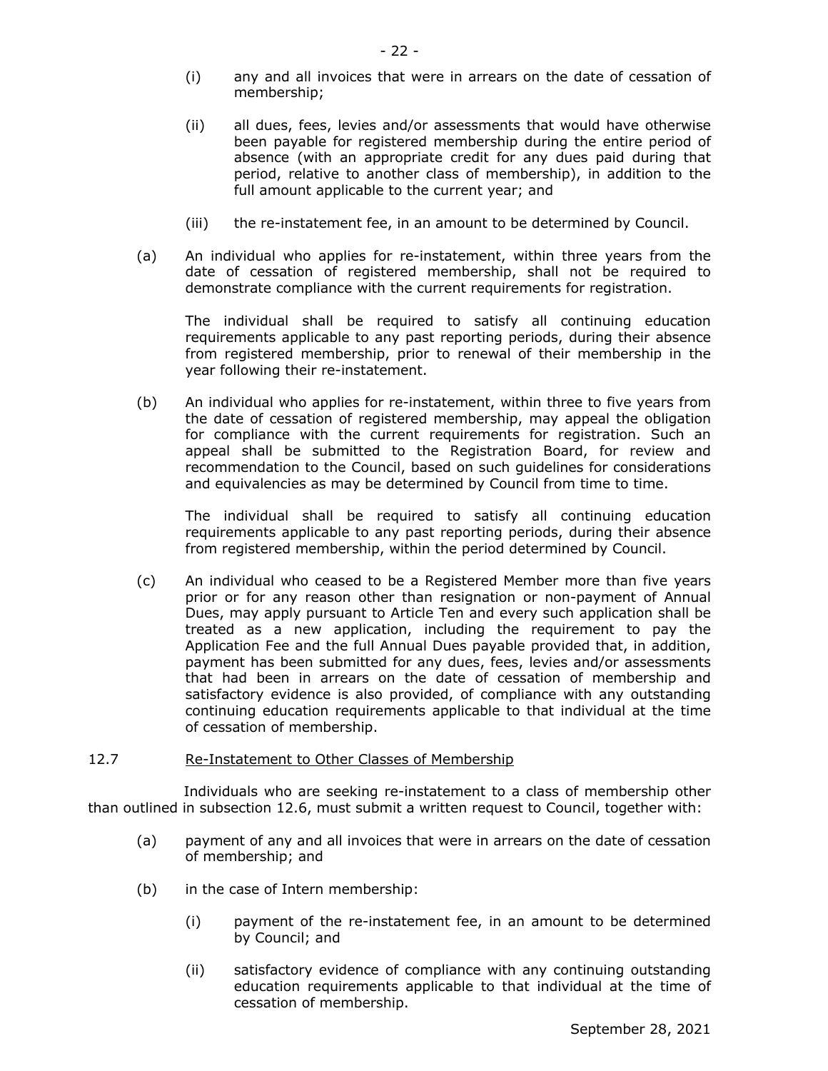(i) any and all invoices that were in arrears on the date of cessation of membership;

(ii) all dues, fees, levies and/or assessments that would have otherwise been payable for registered membership during the entire period of absence (with an appropriate credit for any dues paid during that period, relative to another class of membership), in addition to the full amount applicable to the current year; and

(iii) the re-instatement fee, in an amount to be determined by Council.

(a) An individual who applies for re-instatement, within three years from the date of cessation of registered membership, shall not be required to demonstrate compliance with the current requirements for registration.

The individual shall be required to satisfy all continuing education requirements applicable to any past reporting periods, during their absence from registered membership, prior to renewal of their membership in the year following their re-instatement.

(b) An individual who applies for re-instatement, within three to five years from the date of cessation of registered membership, may appeal the obligation for compliance with the current requirements for registration. Such an appeal shall be submitted to the Registration Board, for review and recommendation to the Council, based on such guidelines for considerations and equivalencies as may be determined by Council from time to time.

The individual shall be required to satisfy all continuing education requirements applicable to any past reporting periods, during their absence from registered membership, within the period determined by Council.

(c) An individual who ceased to be a Registered Member more than five years prior or for any reason other than resignation or non-payment of Annual Dues, may apply pursuant to Article Ten and every such application shall be treated as a new application, including the requirement to pay the Application Fee and the full Annual Dues payable provided that, in addition, payment has been submitted for any dues, fees, levies and/or assessments that had been in arrears on the date of cessation of membership and satisfactory evidence is also provided, of compliance with any outstanding continuing education requirements applicable to that individual at the time of cessation of membership.

12.7 Re-Instatement to Other Classes of Membership

Individuals who are seeking re-instatement to a class of membership other than outlined in subsection 12.6, must submit a written request to Council, together with:

(a) payment of any and all invoices that were in arrears on the date of cessation of membership; and

(b) in the case of Intern membership:

(i) payment of the re-instatement fee, in an amount to be determined by Council; and

(ii) satisfactory evidence of compliance with any continuing outstanding education requirements applicable to that individual at the time of cessation of membership.

September 28, 2021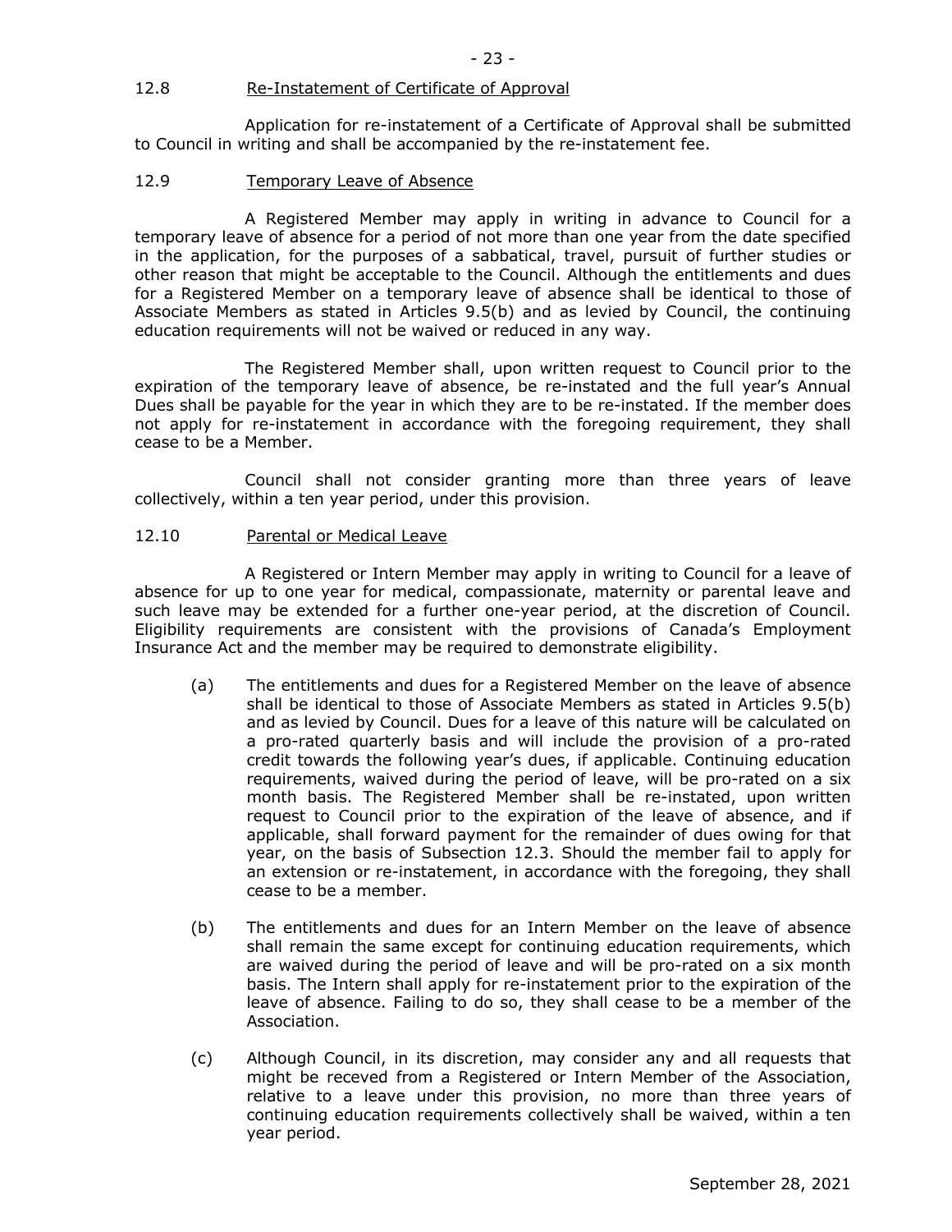### 12.8 Re-Instatement of Certificate of Approval

Application for re-instatement of a Certificate of Approval shall be submitted to Council in writing and shall be accompanied by the re-instatement fee.

### 12.9 Temporary Leave of Absence

A Registered Member may apply in writing in advance to Council for a temporary leave of absence for a period of not more than one year from the date specified in the application, for the purposes of a sabbatical, travel, pursuit of further studies or other reason that might be acceptable to the Council. Although the entitlements and dues for a Registered Member on a temporary leave of absence shall be identical to those of Associate Members as stated in Articles 9.5(b) and as levied by Council, the continuing education requirements will not be waived or reduced in any way.

The Registered Member shall, upon written request to Council prior to the expiration of the temporary leave of absence, be re-instated and the full year's Annual Dues shall be payable for the year in which they are to be re-instated. If the member does not apply for re-instatement in accordance with the foregoing requirement, they shall cease to be a Member.

Council shall not consider granting more than three years of leave collectively, within a ten year period, under this provision.

### 12.10 Parental or Medical Leave

A Registered or Intern Member may apply in writing to Council for a leave of absence for up to one year for medical, compassionate, maternity or parental leave and such leave may be extended for a further one-year period, at the discretion of Council. Eligibility requirements are consistent with the provisions of Canada's Employment Insurance Act and the member may be required to demonstrate eligibility.

(a) The entitlements and dues for a Registered Member on the leave of absence shall be identical to those of Associate Members as stated in Articles 9.5(b) and as levied by Council. Dues for a leave of this nature will be calculated on a pro-rated quarterly basis and will include the provision of a pro-rated credit towards the following year's dues, if applicable. Continuing education requirements, waived during the period of leave, will be pro-rated on a six month basis. The Registered Member shall be re-instated, upon written request to Council prior to the expiration of the leave of absence, and if applicable, shall forward payment for the remainder of dues owing for that year, on the basis of Subsection 12.3. Should the member fail to apply for an extension or re-instatement, in accordance with the foregoing, they shall cease to be a member.

(b) The entitlements and dues for an Intern Member on the leave of absence shall remain the same except for continuing education requirements, which are waived during the period of leave and will be pro-rated on a six month basis. The Intern shall apply for re-instatement prior to the expiration of the leave of absence. Failing to do so, they shall cease to be a member of the Association.

(c) Although Council, in its discretion, may consider any and all requests that might be receved from a Registered or Intern Member of the Association, relative to a leave under this provision, no more than three years of continuing education requirements collectively shall be waived, within a ten year period.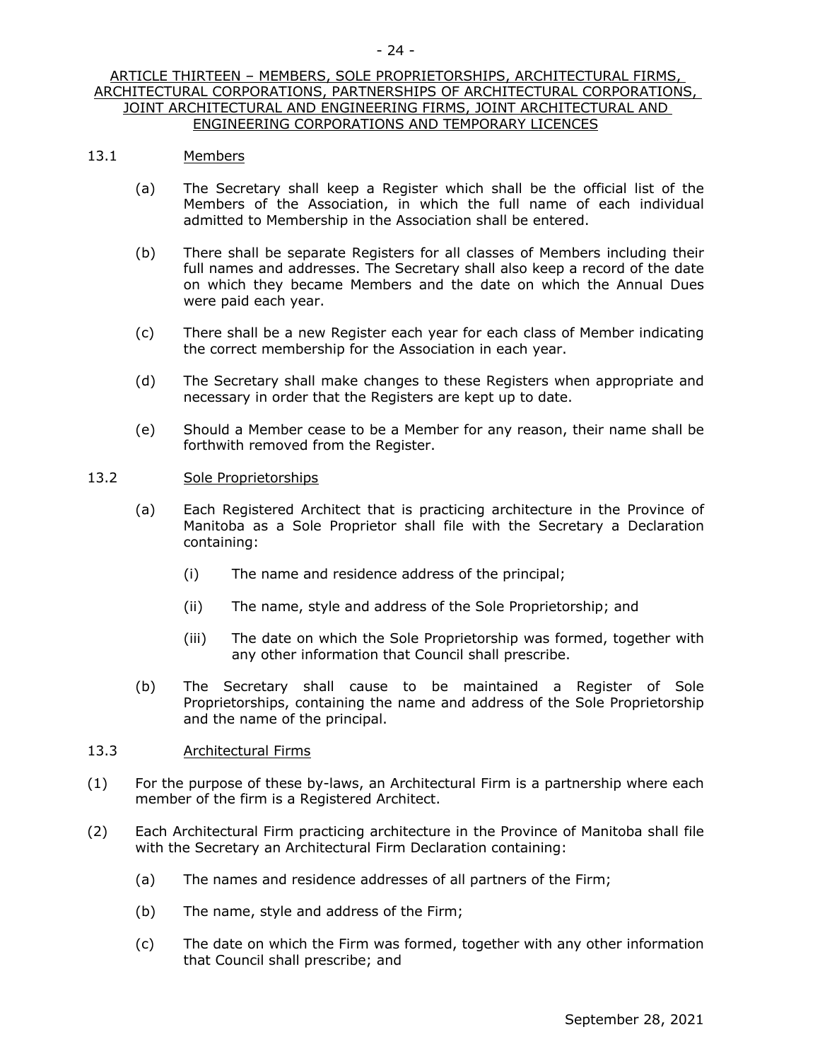## ARTICLE THIRTEEN – MEMBERS, SOLE PROPRIETORSHIPS, ARCHITECTURAL FIRMS, ARCHITECTURAL CORPORATIONS, PARTNERSHIPS OF ARCHITECTURAL CORPORATIONS, JOINT ARCHITECTURAL AND ENGINEERING FIRMS, JOINT ARCHITECTURAL AND ENGINEERING CORPORATIONS AND TEMPORARY LICENCES

### 13.1 Members

(a) The Secretary shall keep a Register which shall be the official list of the Members of the Association, in which the full name of each individual admitted to Membership in the Association shall be entered.

(b) There shall be separate Registers for all classes of Members including their full names and addresses. The Secretary shall also keep a record of the date on which they became Members and the date on which the Annual Dues were paid each year.

(c) There shall be a new Register each year for each class of Member indicating the correct membership for the Association in each year.

(d) The Secretary shall make changes to these Registers when appropriate and necessary in order that the Registers are kept up to date.

(e) Should a Member cease to be a Member for any reason, their name shall be forthwith removed from the Register.

### 13.2 Sole Proprietorships

(a) Each Registered Architect that is practicing architecture in the Province of Manitoba as a Sole Proprietor shall file with the Secretary a Declaration containing:

  (i) The name and residence address of the principal;

  (ii) The name, style and address of the Sole Proprietorship; and

  (iii) The date on which the Sole Proprietorship was formed, together with any other information that Council shall prescribe.

(b) The Secretary shall cause to be maintained a Register of Sole Proprietorships, containing the name and address of the Sole Proprietorship and the name of the principal.

### 13.3 Architectural Firms

(1) For the purpose of these by-laws, an Architectural Firm is a partnership where each member of the firm is a Registered Architect.

(2) Each Architectural Firm practicing architecture in the Province of Manitoba shall file with the Secretary an Architectural Firm Declaration containing:

  (a) The names and residence addresses of all partners of the Firm;

  (b) The name, style and address of the Firm;

  (c) The date on which the Firm was formed, together with any other information that Council shall prescribe; and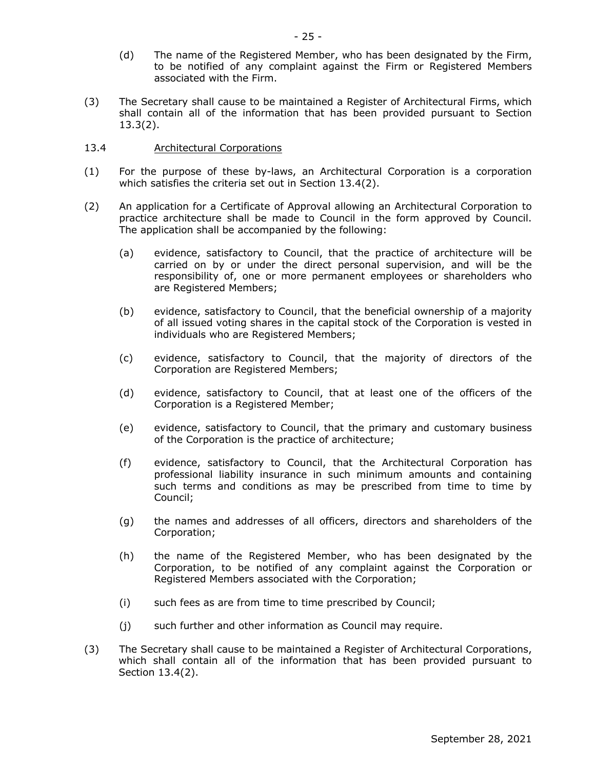(d) The name of the Registered Member, who has been designated by the Firm, to be notified of any complaint against the Firm or Registered Members associated with the Firm.

(3) The Secretary shall cause to be maintained a Register of Architectural Firms, which shall contain all of the information that has been provided pursuant to Section 13.3(2).

13.4 Architectural Corporations

(1) For the purpose of these by-laws, an Architectural Corporation is a corporation which satisfies the criteria set out in Section 13.4(2).

(2) An application for a Certificate of Approval allowing an Architectural Corporation to practice architecture shall be made to Council in the form approved by Council. The application shall be accompanied by the following:

(a) evidence, satisfactory to Council, that the practice of architecture will be carried on by or under the direct personal supervision, and will be the responsibility of, one or more permanent employees or shareholders who are Registered Members;

(b) evidence, satisfactory to Council, that the beneficial ownership of a majority of all issued voting shares in the capital stock of the Corporation is vested in individuals who are Registered Members;

(c) evidence, satisfactory to Council, that the majority of directors of the Corporation are Registered Members;

(d) evidence, satisfactory to Council, that at least one of the officers of the Corporation is a Registered Member;

(e) evidence, satisfactory to Council, that the primary and customary business of the Corporation is the practice of architecture;

(f) evidence, satisfactory to Council, that the Architectural Corporation has professional liability insurance in such minimum amounts and containing such terms and conditions as may be prescribed from time to time by Council;

(g) the names and addresses of all officers, directors and shareholders of the Corporation;

(h) the name of the Registered Member, who has been designated by the Corporation, to be notified of any complaint against the Corporation or Registered Members associated with the Corporation;

(i) such fees as are from time to time prescribed by Council;

(j) such further and other information as Council may require.

(3) The Secretary shall cause to be maintained a Register of Architectural Corporations, which shall contain all of the information that has been provided pursuant to Section 13.4(2).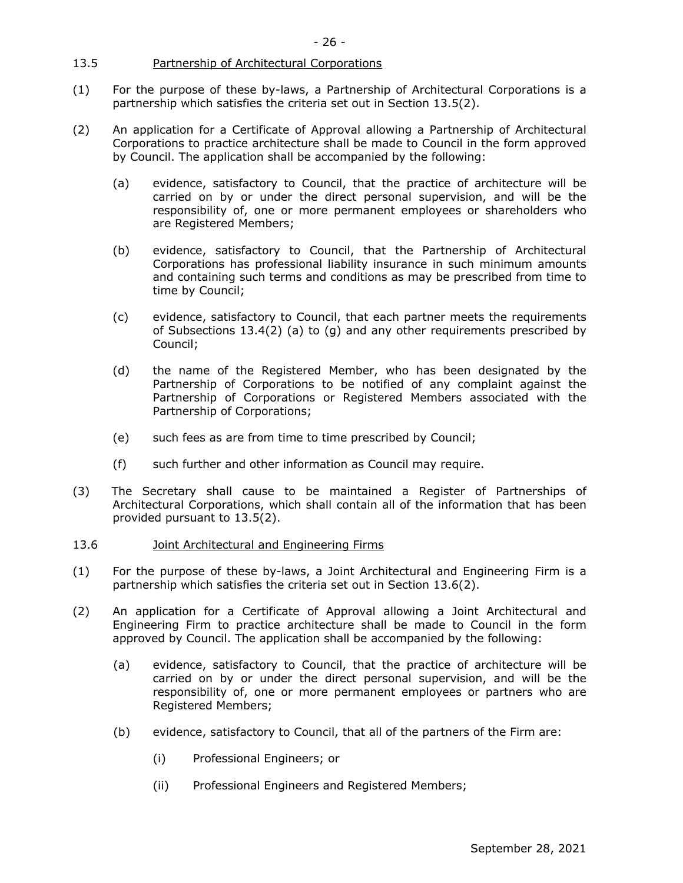### 13.5 Partnership of Architectural Corporations

(1) For the purpose of these by-laws, a Partnership of Architectural Corporations is a partnership which satisfies the criteria set out in Section 13.5(2).

(2) An application for a Certificate of Approval allowing a Partnership of Architectural Corporations to practice architecture shall be made to Council in the form approved by Council. The application shall be accompanied by the following:

(a) evidence, satisfactory to Council, that the practice of architecture will be carried on by or under the direct personal supervision, and will be the responsibility of, one or more permanent employees or shareholders who are Registered Members;

(b) evidence, satisfactory to Council, that the Partnership of Architectural Corporations has professional liability insurance in such minimum amounts and containing such terms and conditions as may be prescribed from time to time by Council;

(c) evidence, satisfactory to Council, that each partner meets the requirements of Subsections 13.4(2) (a) to (g) and any other requirements prescribed by Council;

(d) the name of the Registered Member, who has been designated by the Partnership of Corporations to be notified of any complaint against the Partnership of Corporations or Registered Members associated with the Partnership of Corporations;

(e) such fees as are from time to time prescribed by Council;

(f) such further and other information as Council may require.

(3) The Secretary shall cause to be maintained a Register of Partnerships of Architectural Corporations, which shall contain all of the information that has been provided pursuant to 13.5(2).

### 13.6 Joint Architectural and Engineering Firms

(1) For the purpose of these by-laws, a Joint Architectural and Engineering Firm is a partnership which satisfies the criteria set out in Section 13.6(2).

(2) An application for a Certificate of Approval allowing a Joint Architectural and Engineering Firm to practice architecture shall be made to Council in the form approved by Council. The application shall be accompanied by the following:

(a) evidence, satisfactory to Council, that the practice of architecture will be carried on by or under the direct personal supervision, and will be the responsibility of, one or more permanent employees or partners who are Registered Members;

(b) evidence, satisfactory to Council, that all of the partners of the Firm are:

(i) Professional Engineers; or

(ii) Professional Engineers and Registered Members;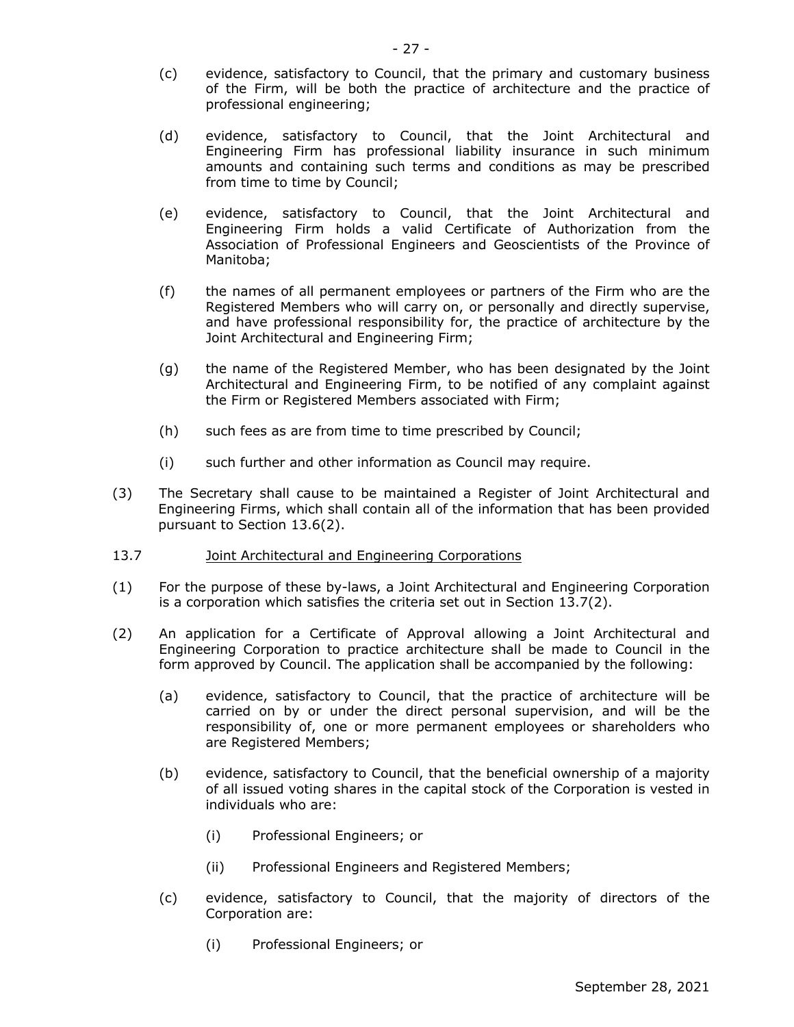(c) evidence, satisfactory to Council, that the primary and customary business of the Firm, will be both the practice of architecture and the practice of professional engineering;

(d) evidence, satisfactory to Council, that the Joint Architectural and Engineering Firm has professional liability insurance in such minimum amounts and containing such terms and conditions as may be prescribed from time to time by Council;

(e) evidence, satisfactory to Council, that the Joint Architectural and Engineering Firm holds a valid Certificate of Authorization from the Association of Professional Engineers and Geoscientists of the Province of Manitoba;

(f) the names of all permanent employees or partners of the Firm who are the Registered Members who will carry on, or personally and directly supervise, and have professional responsibility for, the practice of architecture by the Joint Architectural and Engineering Firm;

(g) the name of the Registered Member, who has been designated by the Joint Architectural and Engineering Firm, to be notified of any complaint against the Firm or Registered Members associated with Firm;

(h) such fees as are from time to time prescribed by Council;

(i) such further and other information as Council may require.

(3) The Secretary shall cause to be maintained a Register of Joint Architectural and Engineering Firms, which shall contain all of the information that has been provided pursuant to Section 13.6(2).

13.7 Joint Architectural and Engineering Corporations

(1) For the purpose of these by-laws, a Joint Architectural and Engineering Corporation is a corporation which satisfies the criteria set out in Section 13.7(2).

(2) An application for a Certificate of Approval allowing a Joint Architectural and Engineering Corporation to practice architecture shall be made to Council in the form approved by Council. The application shall be accompanied by the following:

(a) evidence, satisfactory to Council, that the practice of architecture will be carried on by or under the direct personal supervision, and will be the responsibility of, one or more permanent employees or shareholders who are Registered Members;

(b) evidence, satisfactory to Council, that the beneficial ownership of a majority of all issued voting shares in the capital stock of the Corporation is vested in individuals who are:

(i) Professional Engineers; or

(ii) Professional Engineers and Registered Members;

(c) evidence, satisfactory to Council, that the majority of directors of the Corporation are:

(i) Professional Engineers; or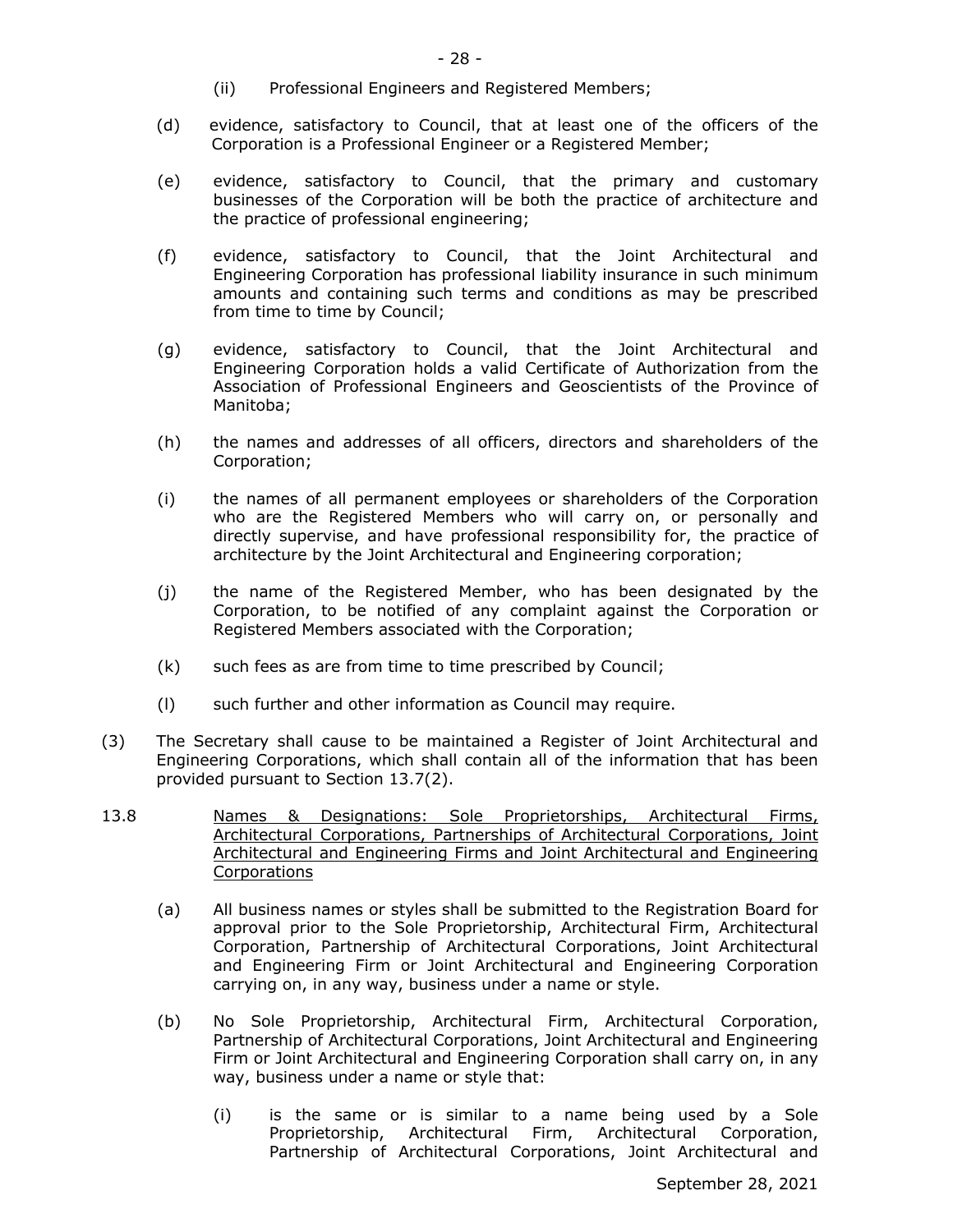(ii) Professional Engineers and Registered Members;

(d) evidence, satisfactory to Council, that at least one of the officers of the Corporation is a Professional Engineer or a Registered Member;

(e) evidence, satisfactory to Council, that the primary and customary businesses of the Corporation will be both the practice of architecture and the practice of professional engineering;

(f) evidence, satisfactory to Council, that the Joint Architectural and Engineering Corporation has professional liability insurance in such minimum amounts and containing such terms and conditions as may be prescribed from time to time by Council;

(g) evidence, satisfactory to Council, that the Joint Architectural and Engineering Corporation holds a valid Certificate of Authorization from the Association of Professional Engineers and Geoscientists of the Province of Manitoba;

(h) the names and addresses of all officers, directors and shareholders of the Corporation;

(i) the names of all permanent employees or shareholders of the Corporation who are the Registered Members who will carry on, or personally and directly supervise, and have professional responsibility for, the practice of architecture by the Joint Architectural and Engineering corporation;

(j) the name of the Registered Member, who has been designated by the Corporation, to be notified of any complaint against the Corporation or Registered Members associated with the Corporation;

(k) such fees as are from time to time prescribed by Council;

(l) such further and other information as Council may require.

(3) The Secretary shall cause to be maintained a Register of Joint Architectural and Engineering Corporations, which shall contain all of the information that has been provided pursuant to Section 13.7(2).

13.8 <u>Names & Designations: Sole Proprietorships, Architectural Firms, Architectural Corporations, Partnerships of Architectural Corporations, Joint Architectural and Engineering Firms and Joint Architectural and Engineering Corporations</u>

(a) All business names or styles shall be submitted to the Registration Board for approval prior to the Sole Proprietorship, Architectural Firm, Architectural Corporation, Partnership of Architectural Corporations, Joint Architectural and Engineering Firm or Joint Architectural and Engineering Corporation carrying on, in any way, business under a name or style.

(b) No Sole Proprietorship, Architectural Firm, Architectural Corporation, Partnership of Architectural Corporations, Joint Architectural and Engineering Firm or Joint Architectural and Engineering Corporation shall carry on, in any way, business under a name or style that:

(i) is the same or is similar to a name being used by a Sole Proprietorship, Architectural Firm, Architectural Corporation, Partnership of Architectural Corporations, Joint Architectural and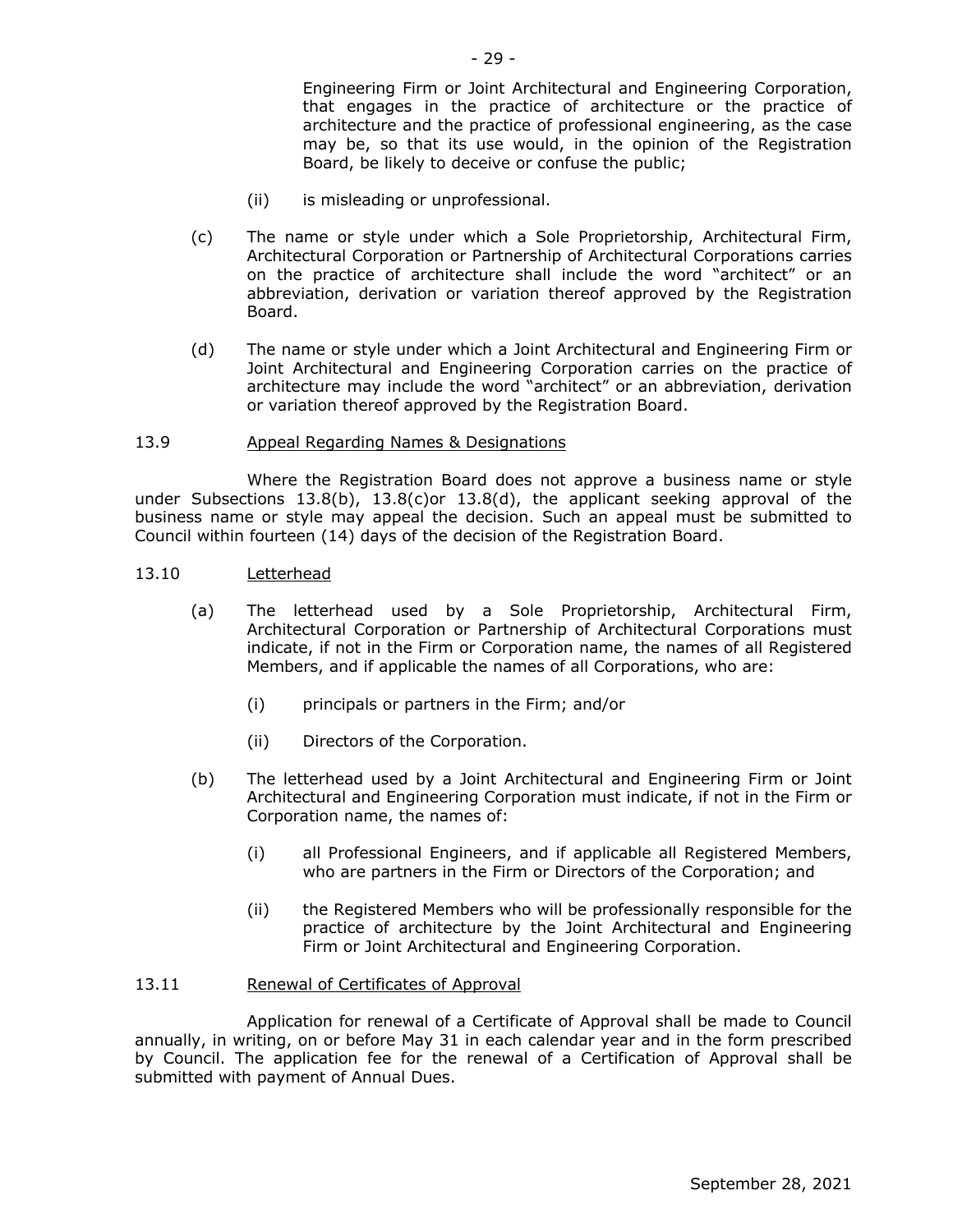Engineering Firm or Joint Architectural and Engineering Corporation, that engages in the practice of architecture or the practice of architecture and the practice of professional engineering, as the case may be, so that its use would, in the opinion of the Registration Board, be likely to deceive or confuse the public;

(ii) is misleading or unprofessional.

(c) The name or style under which a Sole Proprietorship, Architectural Firm, Architectural Corporation or Partnership of Architectural Corporations carries on the practice of architecture shall include the word "architect" or an abbreviation, derivation or variation thereof approved by the Registration Board.

(d) The name or style under which a Joint Architectural and Engineering Firm or Joint Architectural and Engineering Corporation carries on the practice of architecture may include the word "architect" or an abbreviation, derivation or variation thereof approved by the Registration Board.

### 13.9 Appeal Regarding Names & Designations

Where the Registration Board does not approve a business name or style under Subsections 13.8(b), 13.8(c)or 13.8(d), the applicant seeking approval of the business name or style may appeal the decision. Such an appeal must be submitted to Council within fourteen (14) days of the decision of the Registration Board.

### 13.10 Letterhead

(a) The letterhead used by a Sole Proprietorship, Architectural Firm, Architectural Corporation or Partnership of Architectural Corporations must indicate, if not in the Firm or Corporation name, the names of all Registered Members, and if applicable the names of all Corporations, who are:

(i) principals or partners in the Firm; and/or

(ii) Directors of the Corporation.

(b) The letterhead used by a Joint Architectural and Engineering Firm or Joint Architectural and Engineering Corporation must indicate, if not in the Firm or Corporation name, the names of:

(i) all Professional Engineers, and if applicable all Registered Members, who are partners in the Firm or Directors of the Corporation; and

(ii) the Registered Members who will be professionally responsible for the practice of architecture by the Joint Architectural and Engineering Firm or Joint Architectural and Engineering Corporation.

### 13.11 Renewal of Certificates of Approval

Application for renewal of a Certificate of Approval shall be made to Council annually, in writing, on or before May 31 in each calendar year and in the form prescribed by Council. The application fee for the renewal of a Certification of Approval shall be submitted with payment of Annual Dues.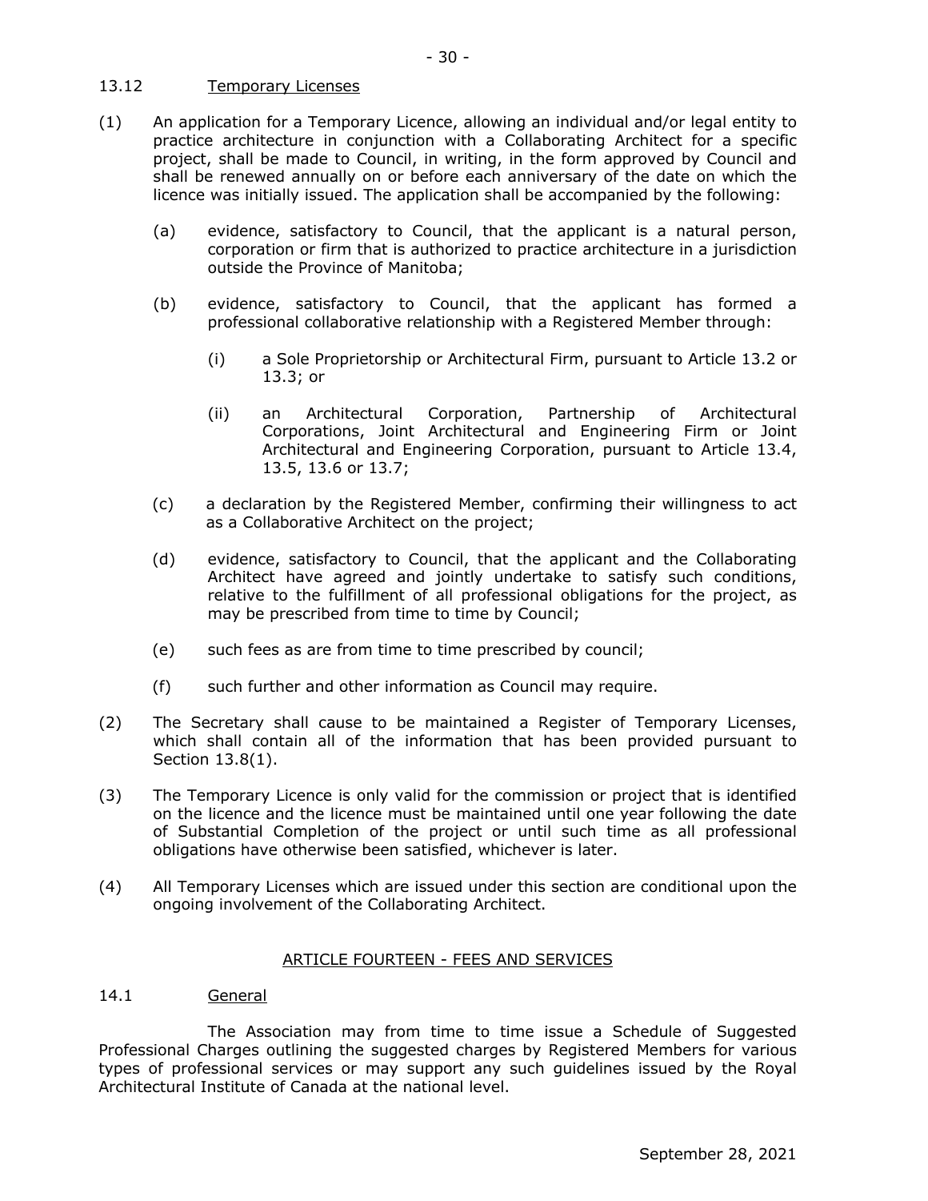13.12 Temporary Licenses

(1) An application for a Temporary Licence, allowing an individual and/or legal entity to practice architecture in conjunction with a Collaborating Architect for a specific project, shall be made to Council, in writing, in the form approved by Council and shall be renewed annually on or before each anniversary of the date on which the licence was initially issued. The application shall be accompanied by the following:

(a) evidence, satisfactory to Council, that the applicant is a natural person, corporation or firm that is authorized to practice architecture in a jurisdiction outside the Province of Manitoba;

(b) evidence, satisfactory to Council, that the applicant has formed a professional collaborative relationship with a Registered Member through:

(i) a Sole Proprietorship or Architectural Firm, pursuant to Article 13.2 or 13.3; or

(ii) an Architectural Corporation, Partnership of Architectural Corporations, Joint Architectural and Engineering Firm or Joint Architectural and Engineering Corporation, pursuant to Article 13.4, 13.5, 13.6 or 13.7;

(c) a declaration by the Registered Member, confirming their willingness to act as a Collaborative Architect on the project;

(d) evidence, satisfactory to Council, that the applicant and the Collaborating Architect have agreed and jointly undertake to satisfy such conditions, relative to the fulfillment of all professional obligations for the project, as may be prescribed from time to time by Council;

(e) such fees as are from time to time prescribed by council;

(f) such further and other information as Council may require.

(2) The Secretary shall cause to be maintained a Register of Temporary Licenses, which shall contain all of the information that has been provided pursuant to Section 13.8(1).

(3) The Temporary Licence is only valid for the commission or project that is identified on the licence and the licence must be maintained until one year following the date of Substantial Completion of the project or until such time as all professional obligations have otherwise been satisfied, whichever is later.

(4) All Temporary Licenses which are issued under this section are conditional upon the ongoing involvement of the Collaborating Architect.

## ARTICLE FOURTEEN - FEES AND SERVICES

14.1 General

The Association may from time to time issue a Schedule of Suggested Professional Charges outlining the suggested charges by Registered Members for various types of professional services or may support any such guidelines issued by the Royal Architectural Institute of Canada at the national level.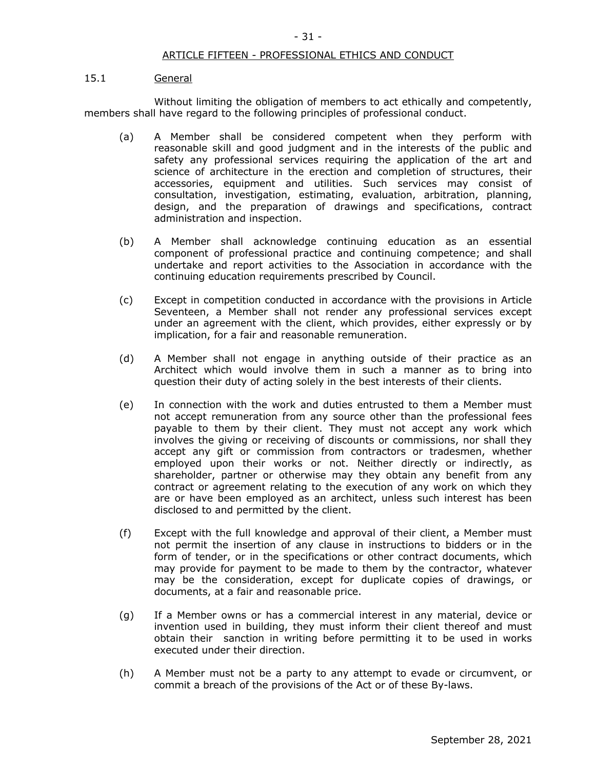## ARTICLE FIFTEEN - PROFESSIONAL ETHICS AND CONDUCT

### 15.1 General

Without limiting the obligation of members to act ethically and competently, members shall have regard to the following principles of professional conduct.

(a) A Member shall be considered competent when they perform with reasonable skill and good judgment and in the interests of the public and safety any professional services requiring the application of the art and science of architecture in the erection and completion of structures, their accessories, equipment and utilities. Such services may consist of consultation, investigation, estimating, evaluation, arbitration, planning, design, and the preparation of drawings and specifications, contract administration and inspection.

(b) A Member shall acknowledge continuing education as an essential component of professional practice and continuing competence; and shall undertake and report activities to the Association in accordance with the continuing education requirements prescribed by Council.

(c) Except in competition conducted in accordance with the provisions in Article Seventeen, a Member shall not render any professional services except under an agreement with the client, which provides, either expressly or by implication, for a fair and reasonable remuneration.

(d) A Member shall not engage in anything outside of their practice as an Architect which would involve them in such a manner as to bring into question their duty of acting solely in the best interests of their clients.

(e) In connection with the work and duties entrusted to them a Member must not accept remuneration from any source other than the professional fees payable to them by their client. They must not accept any work which involves the giving or receiving of discounts or commissions, nor shall they accept any gift or commission from contractors or tradesmen, whether employed upon their works or not. Neither directly or indirectly, as shareholder, partner or otherwise may they obtain any benefit from any contract or agreement relating to the execution of any work on which they are or have been employed as an architect, unless such interest has been disclosed to and permitted by the client.

(f) Except with the full knowledge and approval of their client, a Member must not permit the insertion of any clause in instructions to bidders or in the form of tender, or in the specifications or other contract documents, which may provide for payment to be made to them by the contractor, whatever may be the consideration, except for duplicate copies of drawings, or documents, at a fair and reasonable price.

(g) If a Member owns or has a commercial interest in any material, device or invention used in building, they must inform their client thereof and must obtain their sanction in writing before permitting it to be used in works executed under their direction.

(h) A Member must not be a party to any attempt to evade or circumvent, or commit a breach of the provisions of the Act or of these By-laws.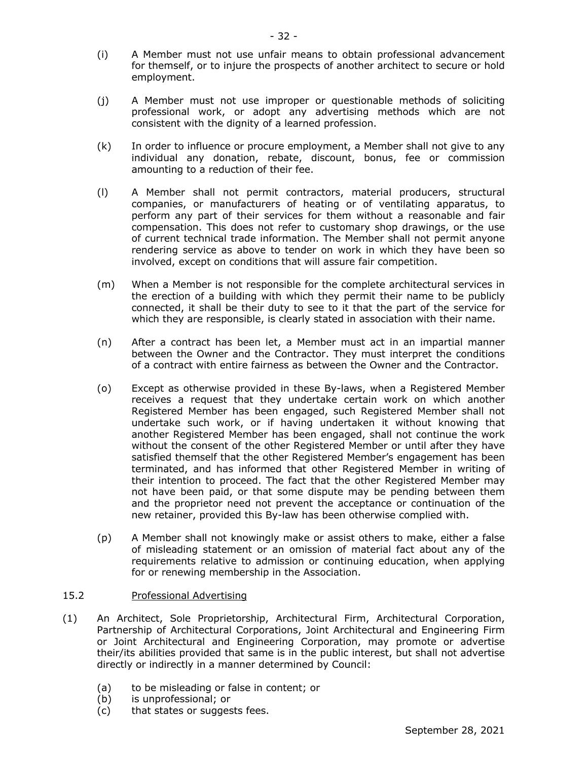(i) A Member must not use unfair means to obtain professional advancement for themself, or to injure the prospects of another architect to secure or hold employment.

(j) A Member must not use improper or questionable methods of soliciting professional work, or adopt any advertising methods which are not consistent with the dignity of a learned profession.

(k) In order to influence or procure employment, a Member shall not give to any individual any donation, rebate, discount, bonus, fee or commission amounting to a reduction of their fee.

(l) A Member shall not permit contractors, material producers, structural companies, or manufacturers of heating or of ventilating apparatus, to perform any part of their services for them without a reasonable and fair compensation. This does not refer to customary shop drawings, or the use of current technical trade information. The Member shall not permit anyone rendering service as above to tender on work in which they have been so involved, except on conditions that will assure fair competition.

(m) When a Member is not responsible for the complete architectural services in the erection of a building with which they permit their name to be publicly connected, it shall be their duty to see to it that the part of the service for which they are responsible, is clearly stated in association with their name.

(n) After a contract has been let, a Member must act in an impartial manner between the Owner and the Contractor. They must interpret the conditions of a contract with entire fairness as between the Owner and the Contractor.

(o) Except as otherwise provided in these By-laws, when a Registered Member receives a request that they undertake certain work on which another Registered Member has been engaged, such Registered Member shall not undertake such work, or if having undertaken it without knowing that another Registered Member has been engaged, shall not continue the work without the consent of the other Registered Member or until after they have satisfied themself that the other Registered Member's engagement has been terminated, and has informed that other Registered Member in writing of their intention to proceed. The fact that the other Registered Member may not have been paid, or that some dispute may be pending between them and the proprietor need not prevent the acceptance or continuation of the new retainer, provided this By-law has been otherwise complied with.

(p) A Member shall not knowingly make or assist others to make, either a false of misleading statement or an omission of material fact about any of the requirements relative to admission or continuing education, when applying for or renewing membership in the Association.

15.2 Professional Advertising

(1) An Architect, Sole Proprietorship, Architectural Firm, Architectural Corporation, Partnership of Architectural Corporations, Joint Architectural and Engineering Firm or Joint Architectural and Engineering Corporation, may promote or advertise their/its abilities provided that same is in the public interest, but shall not advertise directly or indirectly in a manner determined by Council:

  (a) to be misleading or false in content; or
  (b) is unprofessional; or
  (c) that states or suggests fees.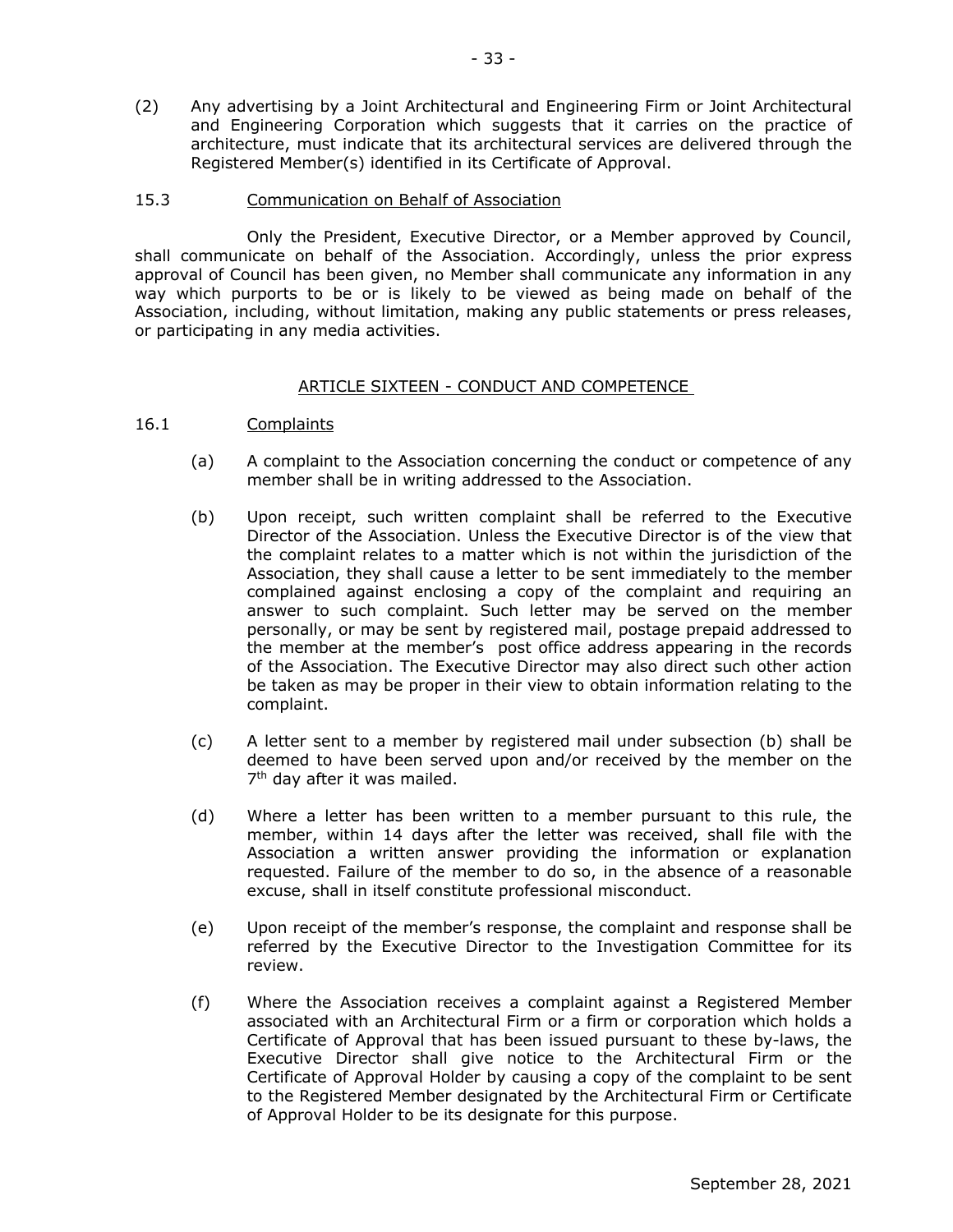(2) Any advertising by a Joint Architectural and Engineering Firm or Joint Architectural and Engineering Corporation which suggests that it carries on the practice of architecture, must indicate that its architectural services are delivered through the Registered Member(s) identified in its Certificate of Approval.

15.3 Communication on Behalf of Association

Only the President, Executive Director, or a Member approved by Council, shall communicate on behalf of the Association. Accordingly, unless the prior express approval of Council has been given, no Member shall communicate any information in any way which purports to be or is likely to be viewed as being made on behalf of the Association, including, without limitation, making any public statements or press releases, or participating in any media activities.

## ARTICLE SIXTEEN - CONDUCT AND COMPETENCE

16.1 Complaints

(a) A complaint to the Association concerning the conduct or competence of any member shall be in writing addressed to the Association.

(b) Upon receipt, such written complaint shall be referred to the Executive Director of the Association. Unless the Executive Director is of the view that the complaint relates to a matter which is not within the jurisdiction of the Association, they shall cause a letter to be sent immediately to the member complained against enclosing a copy of the complaint and requiring an answer to such complaint. Such letter may be served on the member personally, or may be sent by registered mail, postage prepaid addressed to the member at the member's post office address appearing in the records of the Association. The Executive Director may also direct such other action be taken as may be proper in their view to obtain information relating to the complaint.

(c) A letter sent to a member by registered mail under subsection (b) shall be deemed to have been served upon and/or received by the member on the 7th day after it was mailed.

(d) Where a letter has been written to a member pursuant to this rule, the member, within 14 days after the letter was received, shall file with the Association a written answer providing the information or explanation requested. Failure of the member to do so, in the absence of a reasonable excuse, shall in itself constitute professional misconduct.

(e) Upon receipt of the member's response, the complaint and response shall be referred by the Executive Director to the Investigation Committee for its review.

(f) Where the Association receives a complaint against a Registered Member associated with an Architectural Firm or a firm or corporation which holds a Certificate of Approval that has been issued pursuant to these by-laws, the Executive Director shall give notice to the Architectural Firm or the Certificate of Approval Holder by causing a copy of the complaint to be sent to the Registered Member designated by the Architectural Firm or Certificate of Approval Holder to be its designate for this purpose.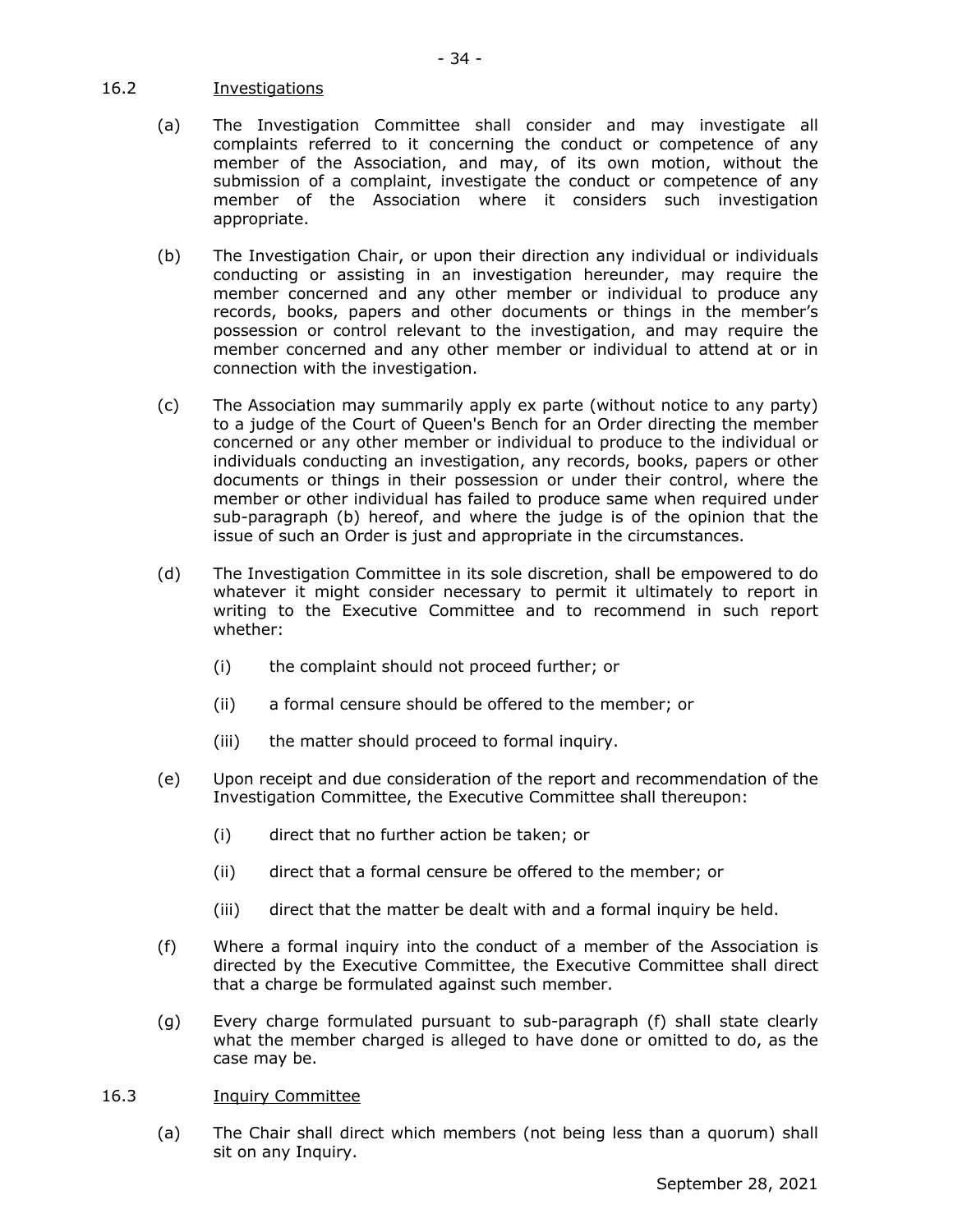## 16.2 Investigations

(a) The Investigation Committee shall consider and may investigate all complaints referred to it concerning the conduct or competence of any member of the Association, and may, of its own motion, without the submission of a complaint, investigate the conduct or competence of any member of the Association where it considers such investigation appropriate.

(b) The Investigation Chair, or upon their direction any individual or individuals conducting or assisting in an investigation hereunder, may require the member concerned and any other member or individual to produce any records, books, papers and other documents or things in the member's possession or control relevant to the investigation, and may require the member concerned and any other member or individual to attend at or in connection with the investigation.

(c) The Association may summarily apply ex parte (without notice to any party) to a judge of the Court of Queen's Bench for an Order directing the member concerned or any other member or individual to produce to the individual or individuals conducting an investigation, any records, books, papers or other documents or things in their possession or under their control, where the member or other individual has failed to produce same when required under sub-paragraph (b) hereof, and where the judge is of the opinion that the issue of such an Order is just and appropriate in the circumstances.

(d) The Investigation Committee in its sole discretion, shall be empowered to do whatever it might consider necessary to permit it ultimately to report in writing to the Executive Committee and to recommend in such report whether:

- (i) the complaint should not proceed further; or
- (ii) a formal censure should be offered to the member; or
- (iii) the matter should proceed to formal inquiry.

(e) Upon receipt and due consideration of the report and recommendation of the Investigation Committee, the Executive Committee shall thereupon:

- (i) direct that no further action be taken; or
- (ii) direct that a formal censure be offered to the member; or
- (iii) direct that the matter be dealt with and a formal inquiry be held.

(f) Where a formal inquiry into the conduct of a member of the Association is directed by the Executive Committee, the Executive Committee shall direct that a charge be formulated against such member.

(g) Every charge formulated pursuant to sub-paragraph (f) shall state clearly what the member charged is alleged to have done or omitted to do, as the case may be.

## 16.3 Inquiry Committee

(a) The Chair shall direct which members (not being less than a quorum) shall sit on any Inquiry.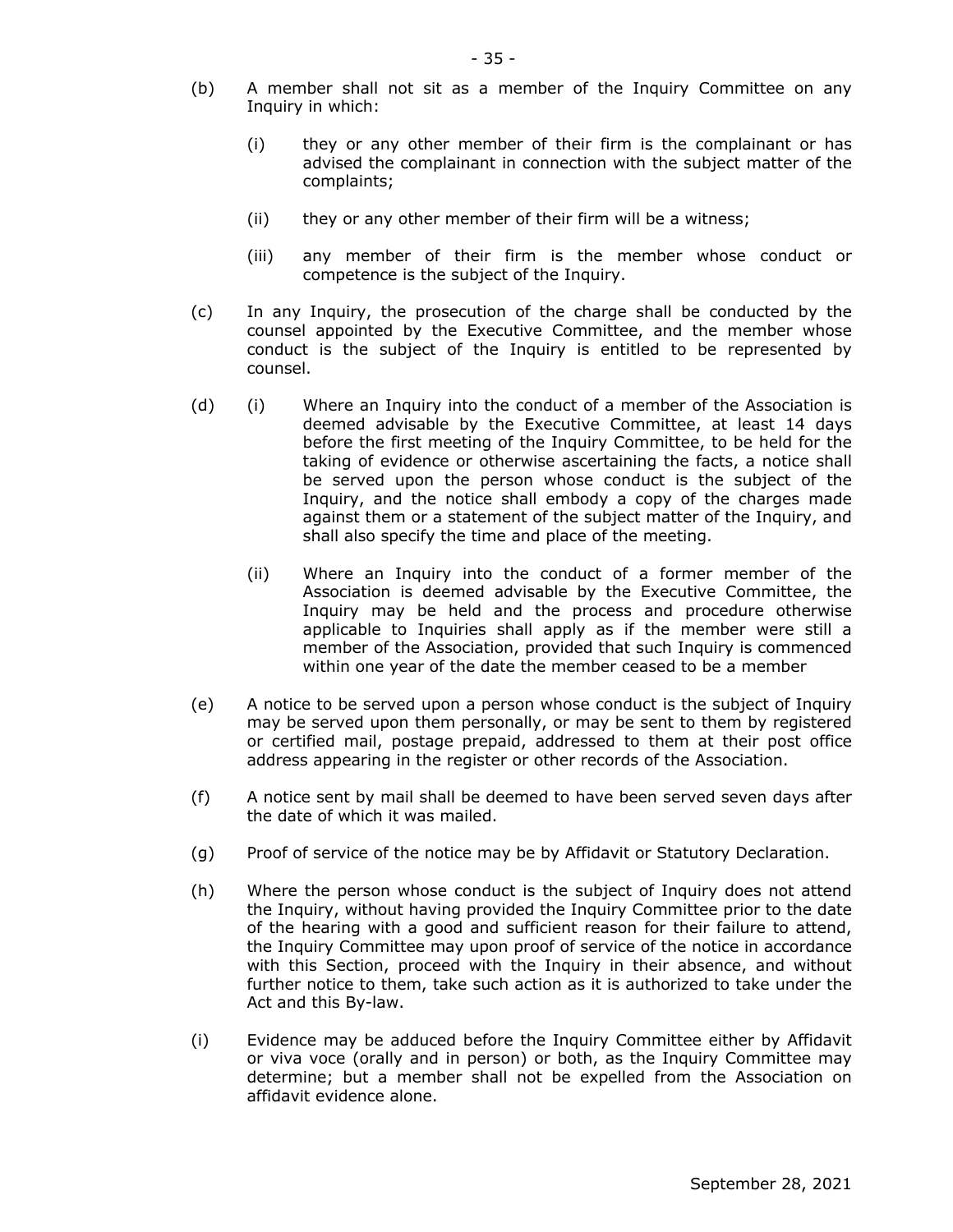(b) A member shall not sit as a member of the Inquiry Committee on any Inquiry in which:

   (i) they or any other member of their firm is the complainant or has advised the complainant in connection with the subject matter of the complaints;

   (ii) they or any other member of their firm will be a witness;

   (iii) any member of their firm is the member whose conduct or competence is the subject of the Inquiry.

(c) In any Inquiry, the prosecution of the charge shall be conducted by the counsel appointed by the Executive Committee, and the member whose conduct is the subject of the Inquiry is entitled to be represented by counsel.

(d) (i) Where an Inquiry into the conduct of a member of the Association is deemed advisable by the Executive Committee, at least 14 days before the first meeting of the Inquiry Committee, to be held for the taking of evidence or otherwise ascertaining the facts, a notice shall be served upon the person whose conduct is the subject of the Inquiry, and the notice shall embody a copy of the charges made against them or a statement of the subject matter of the Inquiry, and shall also specify the time and place of the meeting.

   (ii) Where an Inquiry into the conduct of a former member of the Association is deemed advisable by the Executive Committee, the Inquiry may be held and the process and procedure otherwise applicable to Inquiries shall apply as if the member were still a member of the Association, provided that such Inquiry is commenced within one year of the date the member ceased to be a member

(e) A notice to be served upon a person whose conduct is the subject of Inquiry may be served upon them personally, or may be sent to them by registered or certified mail, postage prepaid, addressed to them at their post office address appearing in the register or other records of the Association.

(f) A notice sent by mail shall be deemed to have been served seven days after the date of which it was mailed.

(g) Proof of service of the notice may be by Affidavit or Statutory Declaration.

(h) Where the person whose conduct is the subject of Inquiry does not attend the Inquiry, without having provided the Inquiry Committee prior to the date of the hearing with a good and sufficient reason for their failure to attend, the Inquiry Committee may upon proof of service of the notice in accordance with this Section, proceed with the Inquiry in their absence, and without further notice to them, take such action as it is authorized to take under the Act and this By-law.

(i) Evidence may be adduced before the Inquiry Committee either by Affidavit or viva voce (orally and in person) or both, as the Inquiry Committee may determine; but a member shall not be expelled from the Association on affidavit evidence alone.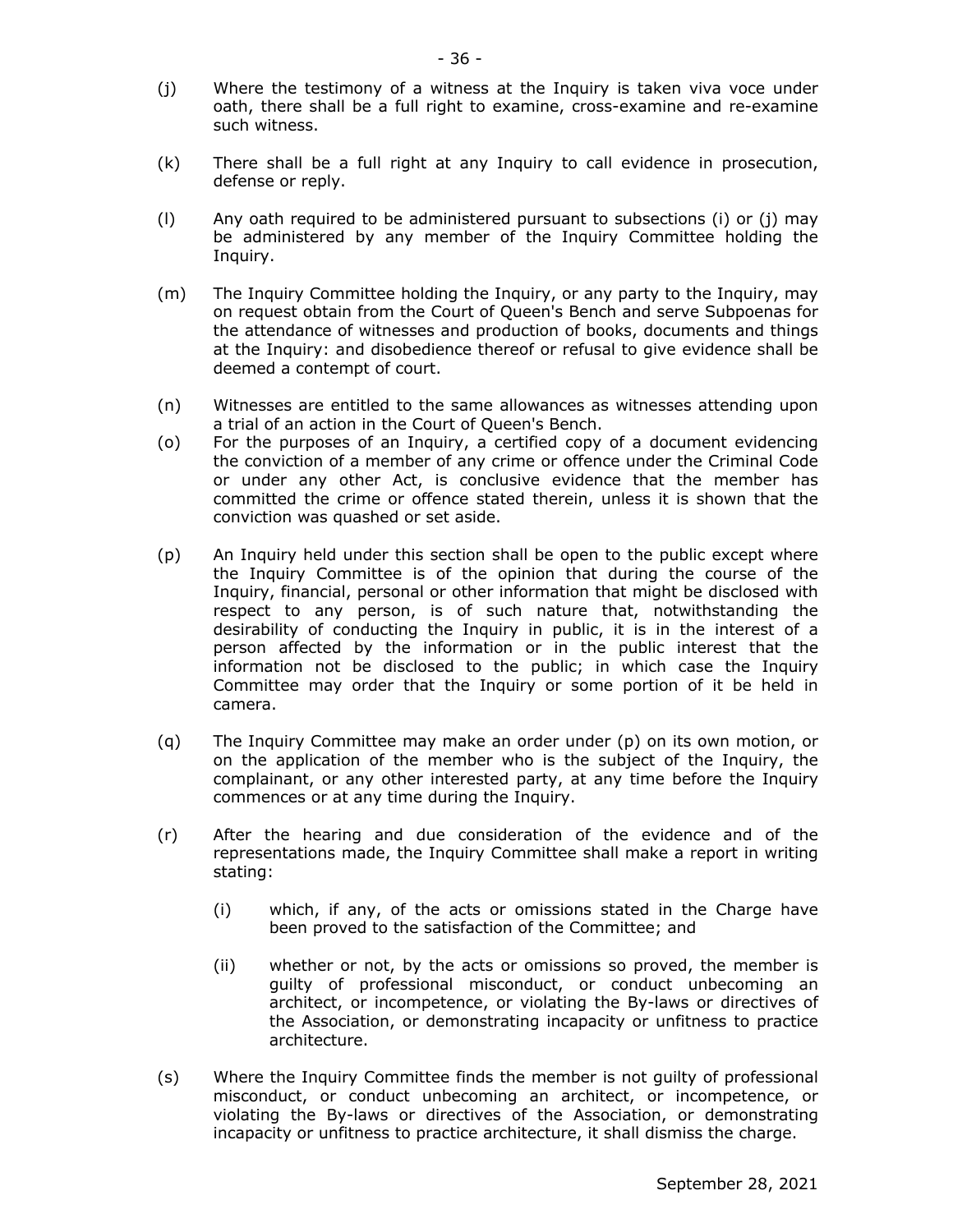(j) Where the testimony of a witness at the Inquiry is taken viva voce under oath, there shall be a full right to examine, cross-examine and re-examine such witness.

(k) There shall be a full right at any Inquiry to call evidence in prosecution, defense or reply.

(l) Any oath required to be administered pursuant to subsections (i) or (j) may be administered by any member of the Inquiry Committee holding the Inquiry.

(m) The Inquiry Committee holding the Inquiry, or any party to the Inquiry, may on request obtain from the Court of Queen's Bench and serve Subpoenas for the attendance of witnesses and production of books, documents and things at the Inquiry: and disobedience thereof or refusal to give evidence shall be deemed a contempt of court.

(n) Witnesses are entitled to the same allowances as witnesses attending upon a trial of an action in the Court of Queen's Bench.

(o) For the purposes of an Inquiry, a certified copy of a document evidencing the conviction of a member of any crime or offence under the Criminal Code or under any other Act, is conclusive evidence that the member has committed the crime or offence stated therein, unless it is shown that the conviction was quashed or set aside.

(p) An Inquiry held under this section shall be open to the public except where the Inquiry Committee is of the opinion that during the course of the Inquiry, financial, personal or other information that might be disclosed with respect to any person, is of such nature that, notwithstanding the desirability of conducting the Inquiry in public, it is in the interest of a person affected by the information or in the public interest that the information not be disclosed to the public; in which case the Inquiry Committee may order that the Inquiry or some portion of it be held in camera.

(q) The Inquiry Committee may make an order under (p) on its own motion, or on the application of the member who is the subject of the Inquiry, the complainant, or any other interested party, at any time before the Inquiry commences or at any time during the Inquiry.

(r) After the hearing and due consideration of the evidence and of the representations made, the Inquiry Committee shall make a report in writing stating:

  (i) which, if any, of the acts or omissions stated in the Charge have been proved to the satisfaction of the Committee; and

  (ii) whether or not, by the acts or omissions so proved, the member is guilty of professional misconduct, or conduct unbecoming an architect, or incompetence, or violating the By-laws or directives of the Association, or demonstrating incapacity or unfitness to practice architecture.

(s) Where the Inquiry Committee finds the member is not guilty of professional misconduct, or conduct unbecoming an architect, or incompetence, or violating the By-laws or directives of the Association, or demonstrating incapacity or unfitness to practice architecture, it shall dismiss the charge.

September 28, 2021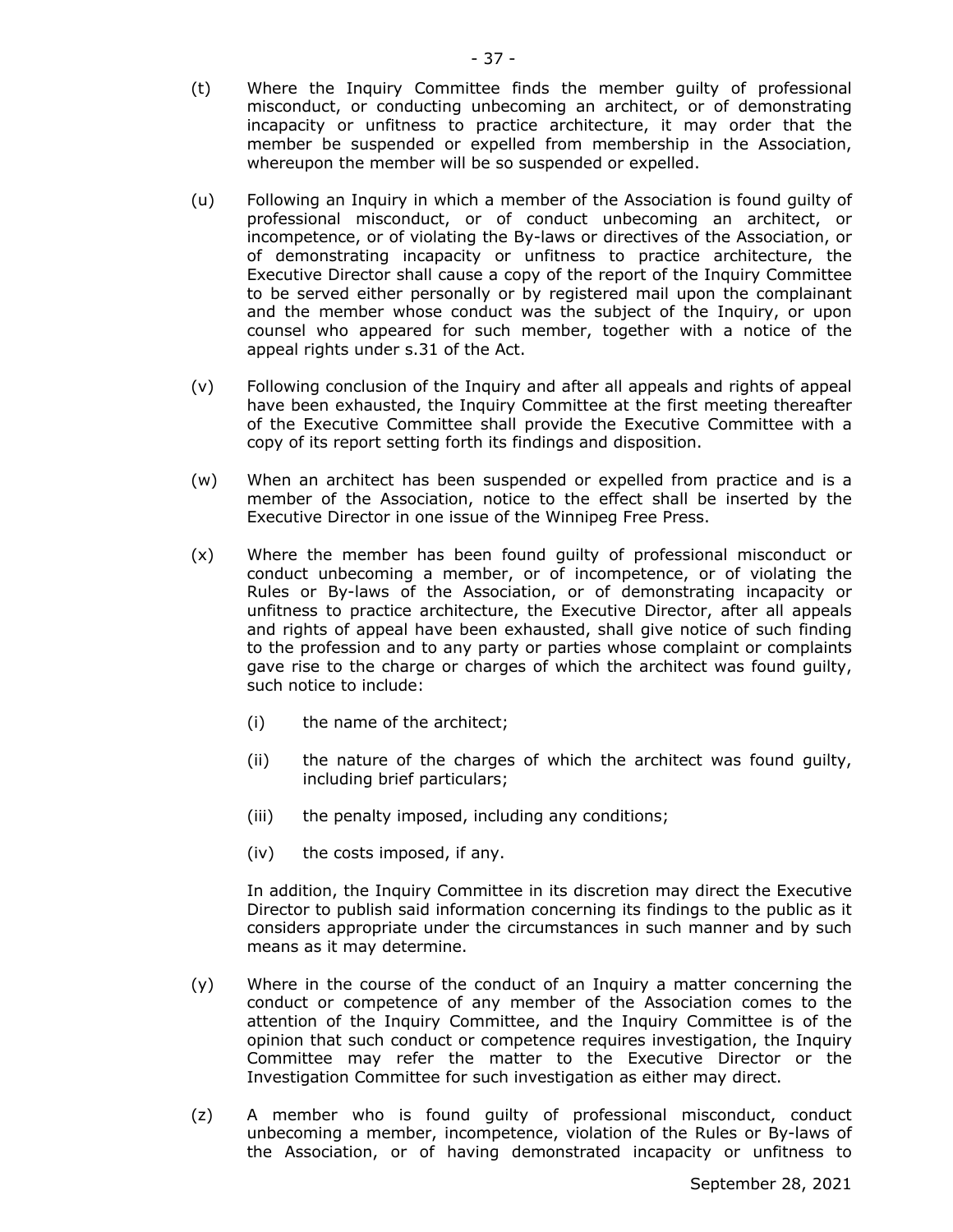(t) Where the Inquiry Committee finds the member guilty of professional misconduct, or conducting unbecoming an architect, or of demonstrating incapacity or unfitness to practice architecture, it may order that the member be suspended or expelled from membership in the Association, whereupon the member will be so suspended or expelled.

(u) Following an Inquiry in which a member of the Association is found guilty of professional misconduct, or of conduct unbecoming an architect, or incompetence, or of violating the By-laws or directives of the Association, or of demonstrating incapacity or unfitness to practice architecture, the Executive Director shall cause a copy of the report of the Inquiry Committee to be served either personally or by registered mail upon the complainant and the member whose conduct was the subject of the Inquiry, or upon counsel who appeared for such member, together with a notice of the appeal rights under s.31 of the Act.

(v) Following conclusion of the Inquiry and after all appeals and rights of appeal have been exhausted, the Inquiry Committee at the first meeting thereafter of the Executive Committee shall provide the Executive Committee with a copy of its report setting forth its findings and disposition.

(w) When an architect has been suspended or expelled from practice and is a member of the Association, notice to the effect shall be inserted by the Executive Director in one issue of the Winnipeg Free Press.

(x) Where the member has been found guilty of professional misconduct or conduct unbecoming a member, or of incompetence, or of violating the Rules or By-laws of the Association, or of demonstrating incapacity or unfitness to practice architecture, the Executive Director, after all appeals and rights of appeal have been exhausted, shall give notice of such finding to the profession and to any party or parties whose complaint or complaints gave rise to the charge or charges of which the architect was found guilty, such notice to include:

   (i) the name of the architect;

   (ii) the nature of the charges of which the architect was found guilty, including brief particulars;

   (iii) the penalty imposed, including any conditions;

   (iv) the costs imposed, if any.

   In addition, the Inquiry Committee in its discretion may direct the Executive Director to publish said information concerning its findings to the public as it considers appropriate under the circumstances in such manner and by such means as it may determine.

(y) Where in the course of the conduct of an Inquiry a matter concerning the conduct or competence of any member of the Association comes to the attention of the Inquiry Committee, and the Inquiry Committee is of the opinion that such conduct or competence requires investigation, the Inquiry Committee may refer the matter to the Executive Director or the Investigation Committee for such investigation as either may direct.

(z) A member who is found guilty of professional misconduct, conduct unbecoming a member, incompetence, violation of the Rules or By-laws of the Association, or of having demonstrated incapacity or unfitness to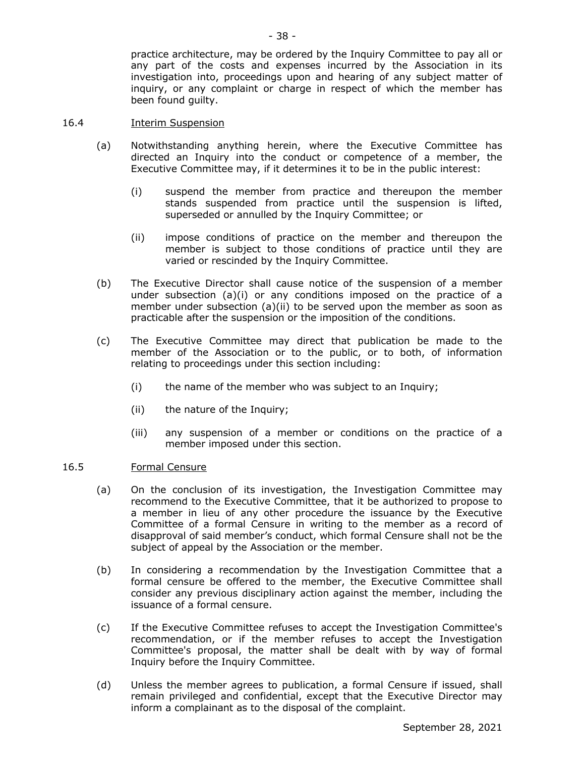practice architecture, may be ordered by the Inquiry Committee to pay all or any part of the costs and expenses incurred by the Association in its investigation into, proceedings upon and hearing of any subject matter of inquiry, or any complaint or charge in respect of which the member has been found guilty.

16.4 Interim Suspension

(a) Notwithstanding anything herein, where the Executive Committee has directed an Inquiry into the conduct or competence of a member, the Executive Committee may, if it determines it to be in the public interest:

(i) suspend the member from practice and thereupon the member stands suspended from practice until the suspension is lifted, superseded or annulled by the Inquiry Committee; or

(ii) impose conditions of practice on the member and thereupon the member is subject to those conditions of practice until they are varied or rescinded by the Inquiry Committee.

(b) The Executive Director shall cause notice of the suspension of a member under subsection (a)(i) or any conditions imposed on the practice of a member under subsection (a)(ii) to be served upon the member as soon as practicable after the suspension or the imposition of the conditions.

(c) The Executive Committee may direct that publication be made to the member of the Association or to the public, or to both, of information relating to proceedings under this section including:

(i) the name of the member who was subject to an Inquiry;

(ii) the nature of the Inquiry;

(iii) any suspension of a member or conditions on the practice of a member imposed under this section.

16.5 Formal Censure

(a) On the conclusion of its investigation, the Investigation Committee may recommend to the Executive Committee, that it be authorized to propose to a member in lieu of any other procedure the issuance by the Executive Committee of a formal Censure in writing to the member as a record of disapproval of said member's conduct, which formal Censure shall not be the subject of appeal by the Association or the member.

(b) In considering a recommendation by the Investigation Committee that a formal censure be offered to the member, the Executive Committee shall consider any previous disciplinary action against the member, including the issuance of a formal censure.

(c) If the Executive Committee refuses to accept the Investigation Committee's recommendation, or if the member refuses to accept the Investigation Committee's proposal, the matter shall be dealt with by way of formal Inquiry before the Inquiry Committee.

(d) Unless the member agrees to publication, a formal Censure if issued, shall remain privileged and confidential, except that the Executive Director may inform a complainant as to the disposal of the complaint.

September 28, 2021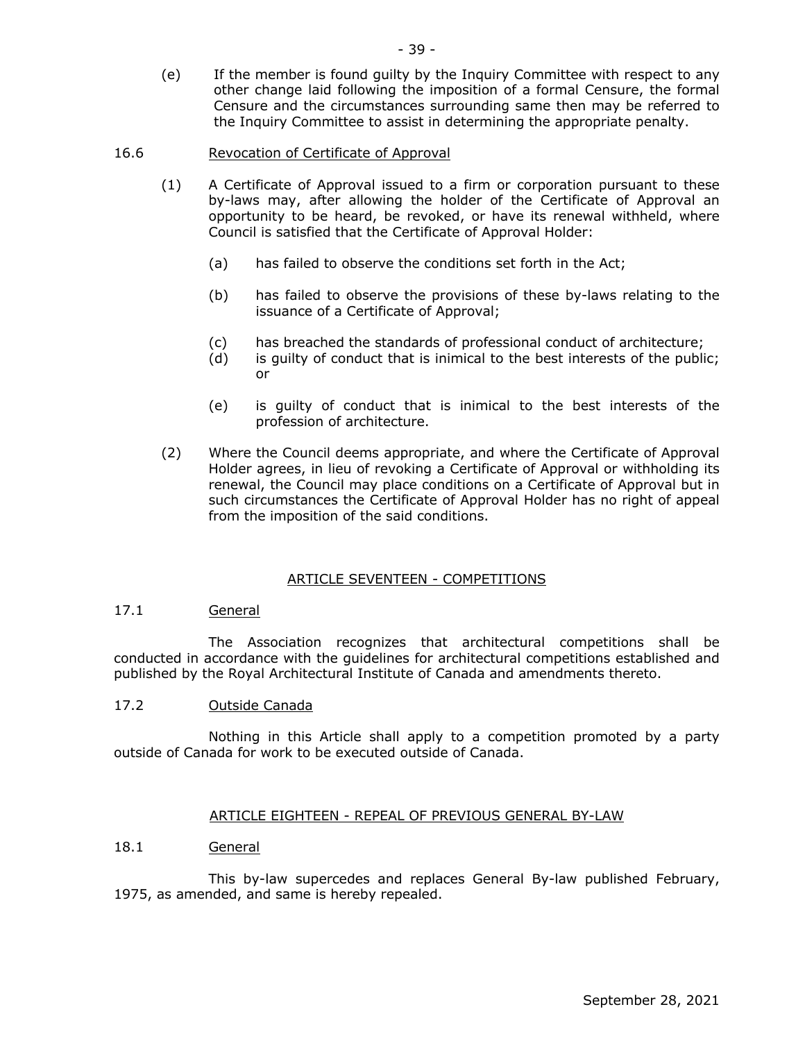(e) If the member is found guilty by the Inquiry Committee with respect to any other change laid following the imposition of a formal Censure, the formal Censure and the circumstances surrounding same then may be referred to the Inquiry Committee to assist in determining the appropriate penalty.

16.6 Revocation of Certificate of Approval

(1) A Certificate of Approval issued to a firm or corporation pursuant to these by-laws may, after allowing the holder of the Certificate of Approval an opportunity to be heard, be revoked, or have its renewal withheld, where Council is satisfied that the Certificate of Approval Holder:

(a) has failed to observe the conditions set forth in the Act;

(b) has failed to observe the provisions of these by-laws relating to the issuance of a Certificate of Approval;

(c) has breached the standards of professional conduct of architecture;

(d) is guilty of conduct that is inimical to the best interests of the public; or

(e) is guilty of conduct that is inimical to the best interests of the profession of architecture.

(2) Where the Council deems appropriate, and where the Certificate of Approval Holder agrees, in lieu of revoking a Certificate of Approval or withholding its renewal, the Council may place conditions on a Certificate of Approval but in such circumstances the Certificate of Approval Holder has no right of appeal from the imposition of the said conditions.

## ARTICLE SEVENTEEN - COMPETITIONS

17.1 General

The Association recognizes that architectural competitions shall be conducted in accordance with the guidelines for architectural competitions established and published by the Royal Architectural Institute of Canada and amendments thereto.

17.2 Outside Canada

Nothing in this Article shall apply to a competition promoted by a party outside of Canada for work to be executed outside of Canada.

## ARTICLE EIGHTEEN - REPEAL OF PREVIOUS GENERAL BY-LAW

18.1 General

This by-law supercedes and replaces General By-law published February, 1975, as amended, and same is hereby repealed.

September 28, 2021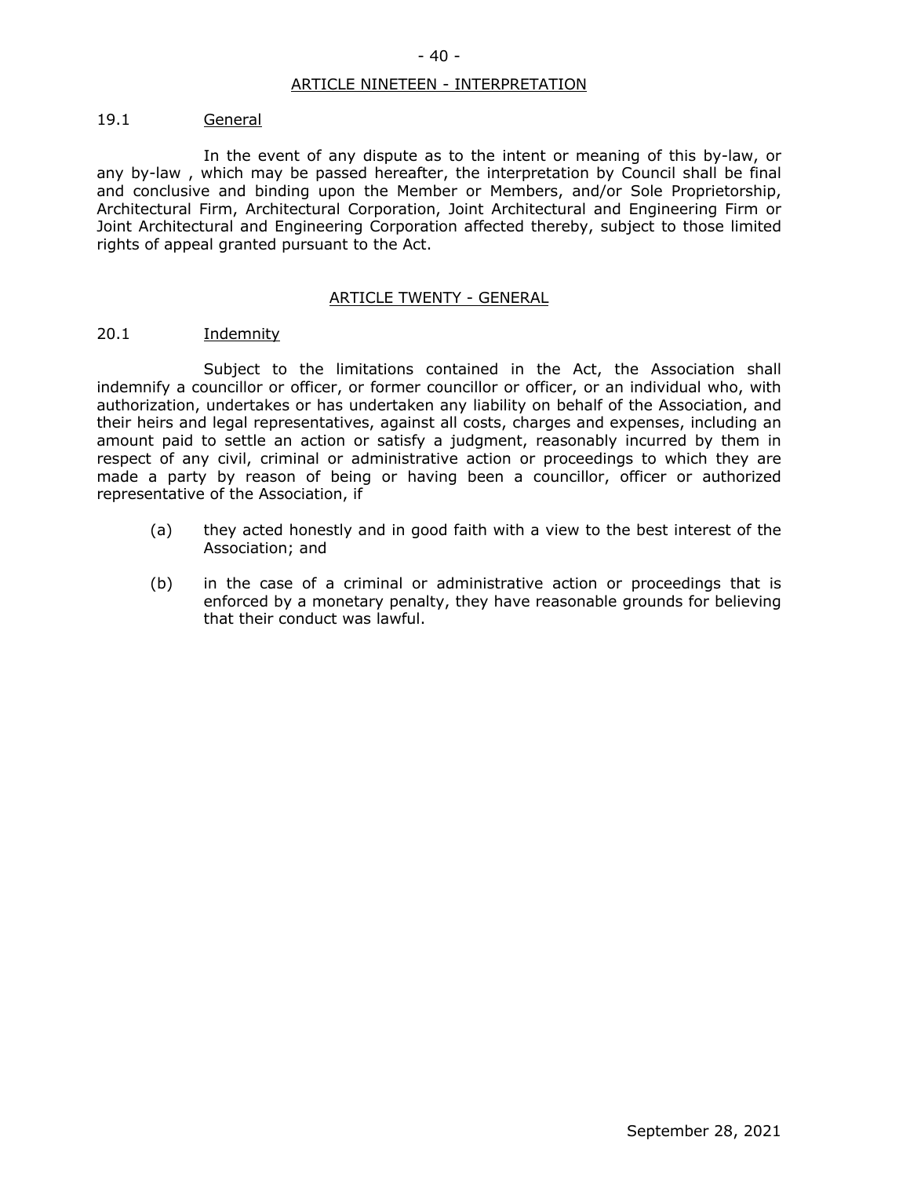## ARTICLE NINETEEN - INTERPRETATION

### 19.1 General

In the event of any dispute as to the intent or meaning of this by-law, or any by-law , which may be passed hereafter, the interpretation by Council shall be final and conclusive and binding upon the Member or Members, and/or Sole Proprietorship, Architectural Firm, Architectural Corporation, Joint Architectural and Engineering Firm or Joint Architectural and Engineering Corporation affected thereby, subject to those limited rights of appeal granted pursuant to the Act.

## ARTICLE TWENTY - GENERAL

### 20.1 Indemnity

Subject to the limitations contained in the Act, the Association shall indemnify a councillor or officer, or former councillor or officer, or an individual who, with authorization, undertakes or has undertaken any liability on behalf of the Association, and their heirs and legal representatives, against all costs, charges and expenses, including an amount paid to settle an action or satisfy a judgment, reasonably incurred by them in respect of any civil, criminal or administrative action or proceedings to which they are made a party by reason of being or having been a councillor, officer or authorized representative of the Association, if

(a) they acted honestly and in good faith with a view to the best interest of the Association; and

(b) in the case of a criminal or administrative action or proceedings that is enforced by a monetary penalty, they have reasonable grounds for believing that their conduct was lawful.

September 28, 2021